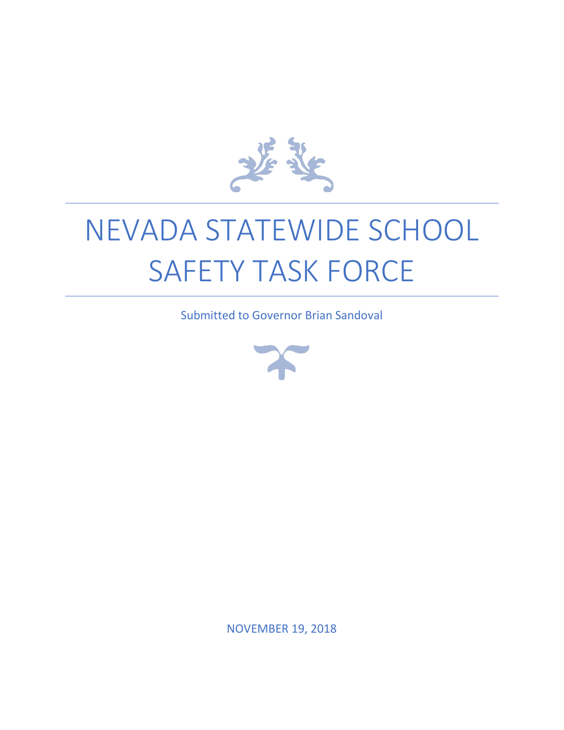# NEVADA STATEWIDE SCHOOL SAFETY TASK FORCE

Submitted to Governor Brian Sandoval

NOVEMBER 19, 2018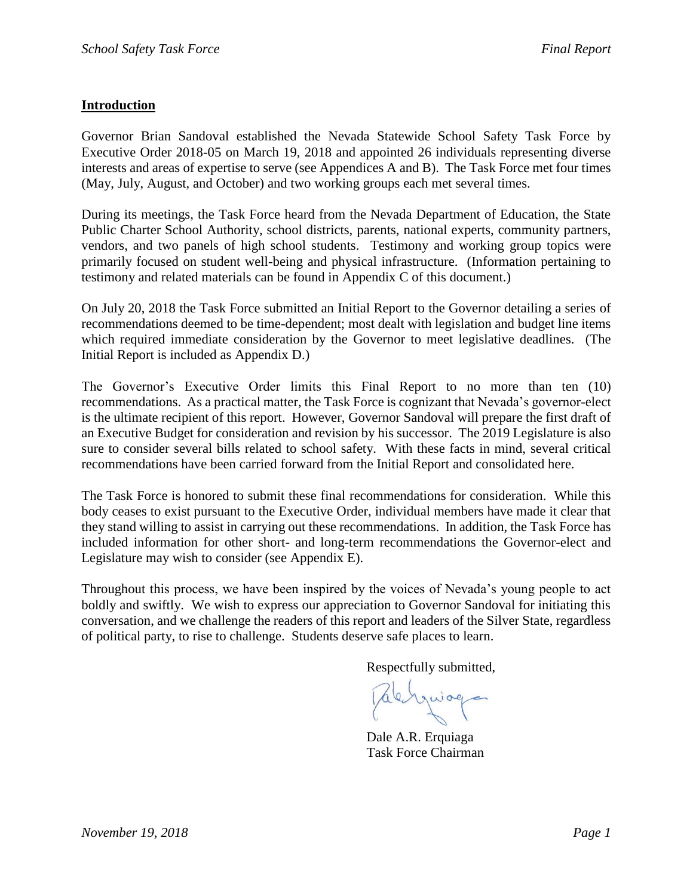## Introduction

Governor Brian Sandoval established the Nevada Statewide School Safety Task Force by Executive Order 2018-05 on March 19, 2018 and appointed 26 individuals representing diverse interests and areas of expertise to serve (see Appendices A and B). The Task Force met four times (May, July, August, and October) and two working groups each met several times.

During its meetings, the Task Force heard from the Nevada Department of Education, the State Public Charter School Authority, school districts, parents, national experts, community partners, vendors, and two panels of high school students. Testimony and working group topics were primarily focused on student well-being and physical infrastructure. (Information pertaining to testimony and related materials can be found in Appendix C of this document.)

On July 20, 2018 the Task Force submitted an Initial Report to the Governor detailing a series of recommendations deemed to be time-dependent; most dealt with legislation and budget line items which required immediate consideration by the Governor to meet legislative deadlines. (The Initial Report is included as Appendix D.)

The Governor's Executive Order limits this Final Report to no more than ten (10) recommendations. As a practical matter, the Task Force is cognizant that Nevada's governor-elect is the ultimate recipient of this report. However, Governor Sandoval will prepare the first draft of an Executive Budget for consideration and revision by his successor. The 2019 Legislature is also sure to consider several bills related to school safety. With these facts in mind, several critical recommendations have been carried forward from the Initial Report and consolidated here.

The Task Force is honored to submit these final recommendations for consideration. While this body ceases to exist pursuant to the Executive Order, individual members have made it clear that they stand willing to assist in carrying out these recommendations. In addition, the Task Force has included information for other short- and long-term recommendations the Governor-elect and Legislature may wish to consider (see Appendix E).

Throughout this process, we have been inspired by the voices of Nevada's young people to act boldly and swiftly. We wish to express our appreciation to Governor Sandoval for initiating this conversation, and we challenge the readers of this report and leaders of the Silver State, regardless of political party, to rise to challenge. Students deserve safe places to learn.

Respectfully submitted,

Dale A.R. Erquiaga
Task Force Chairman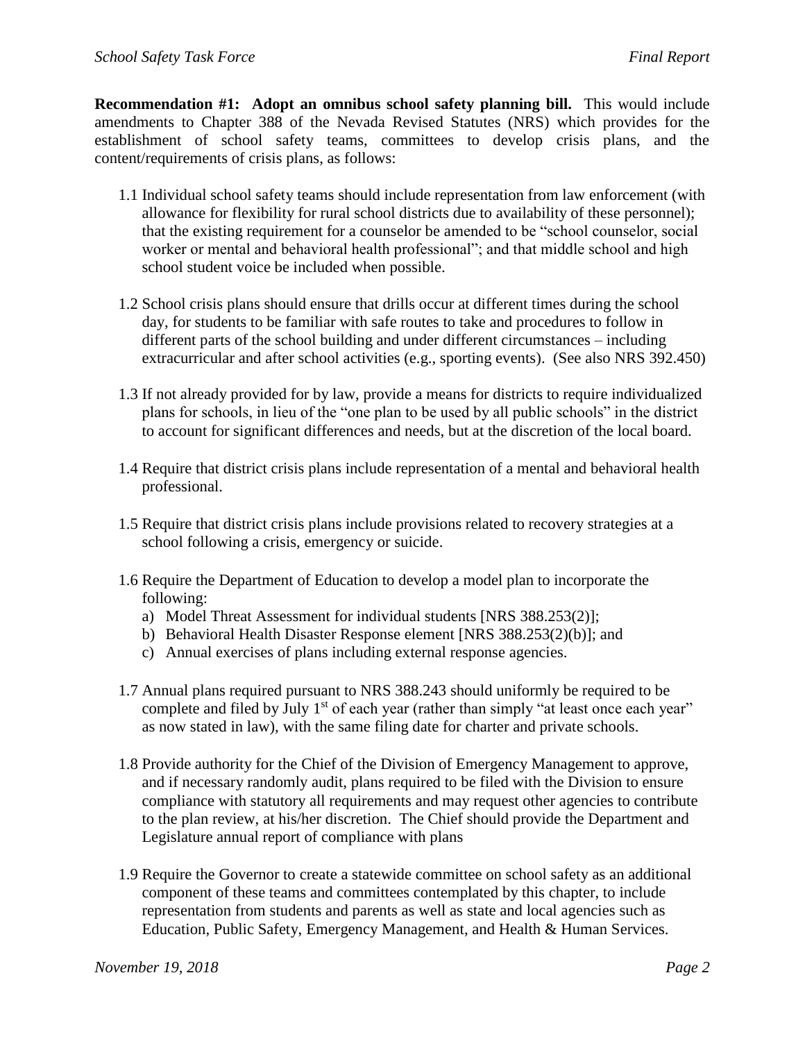**Recommendation #1: Adopt an omnibus school safety planning bill.** This would include amendments to Chapter 388 of the Nevada Revised Statutes (NRS) which provides for the establishment of school safety teams, committees to develop crisis plans, and the content/requirements of crisis plans, as follows:

1.1 Individual school safety teams should include representation from law enforcement (with allowance for flexibility for rural school districts due to availability of these personnel); that the existing requirement for a counselor be amended to be "school counselor, social worker or mental and behavioral health professional"; and that middle school and high school student voice be included when possible.

1.2 School crisis plans should ensure that drills occur at different times during the school day, for students to be familiar with safe routes to take and procedures to follow in different parts of the school building and under different circumstances – including extracurricular and after school activities (e.g., sporting events). (See also NRS 392.450)

1.3 If not already provided for by law, provide a means for districts to require individualized plans for schools, in lieu of the "one plan to be used by all public schools" in the district to account for significant differences and needs, but at the discretion of the local board.

1.4 Require that district crisis plans include representation of a mental and behavioral health professional.

1.5 Require that district crisis plans include provisions related to recovery strategies at a school following a crisis, emergency or suicide.

1.6 Require the Department of Education to develop a model plan to incorporate the following:
   a) Model Threat Assessment for individual students [NRS 388.253(2)];
   b) Behavioral Health Disaster Response element [NRS 388.253(2)(b)]; and
   c) Annual exercises of plans including external response agencies.

1.7 Annual plans required pursuant to NRS 388.243 should uniformly be required to be complete and filed by July 1st of each year (rather than simply "at least once each year" as now stated in law), with the same filing date for charter and private schools.

1.8 Provide authority for the Chief of the Division of Emergency Management to approve, and if necessary randomly audit, plans required to be filed with the Division to ensure compliance with statutory all requirements and may request other agencies to contribute to the plan review, at his/her discretion. The Chief should provide the Department and Legislature annual report of compliance with plans

1.9 Require the Governor to create a statewide committee on school safety as an additional component of these teams and committees contemplated by this chapter, to include representation from students and parents as well as state and local agencies such as Education, Public Safety, Emergency Management, and Health & Human Services.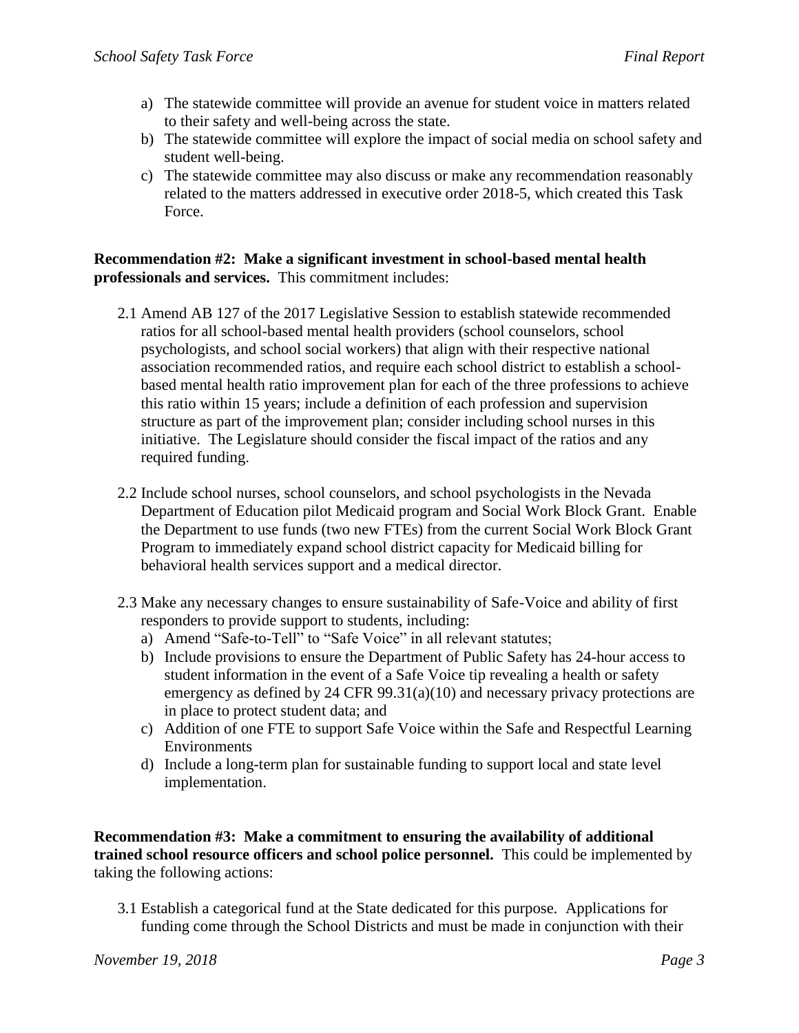a) The statewide committee will provide an avenue for student voice in matters related to their safety and well-being across the state.
b) The statewide committee will explore the impact of social media on school safety and student well-being.
c) The statewide committee may also discuss or make any recommendation reasonably related to the matters addressed in executive order 2018-5, which created this Task Force.

**Recommendation #2: Make a significant investment in school-based mental health professionals and services.** This commitment includes:

2.1 Amend AB 127 of the 2017 Legislative Session to establish statewide recommended ratios for all school-based mental health providers (school counselors, school psychologists, and school social workers) that align with their respective national association recommended ratios, and require each school district to establish a school-based mental health ratio improvement plan for each of the three professions to achieve this ratio within 15 years; include a definition of each profession and supervision structure as part of the improvement plan; consider including school nurses in this initiative. The Legislature should consider the fiscal impact of the ratios and any required funding.

2.2 Include school nurses, school counselors, and school psychologists in the Nevada Department of Education pilot Medicaid program and Social Work Block Grant. Enable the Department to use funds (two new FTEs) from the current Social Work Block Grant Program to immediately expand school district capacity for Medicaid billing for behavioral health services support and a medical director.

2.3 Make any necessary changes to ensure sustainability of Safe-Voice and ability of first responders to provide support to students, including:
   a) Amend "Safe-to-Tell" to "Safe Voice" in all relevant statutes;
   b) Include provisions to ensure the Department of Public Safety has 24-hour access to student information in the event of a Safe Voice tip revealing a health or safety emergency as defined by 24 CFR 99.31(a)(10) and necessary privacy protections are in place to protect student data; and
   c) Addition of one FTE to support Safe Voice within the Safe and Respectful Learning Environments
   d) Include a long-term plan for sustainable funding to support local and state level implementation.

**Recommendation #3: Make a commitment to ensuring the availability of additional trained school resource officers and school police personnel.** This could be implemented by taking the following actions:

3.1 Establish a categorical fund at the State dedicated for this purpose. Applications for funding come through the School Districts and must be made in conjunction with their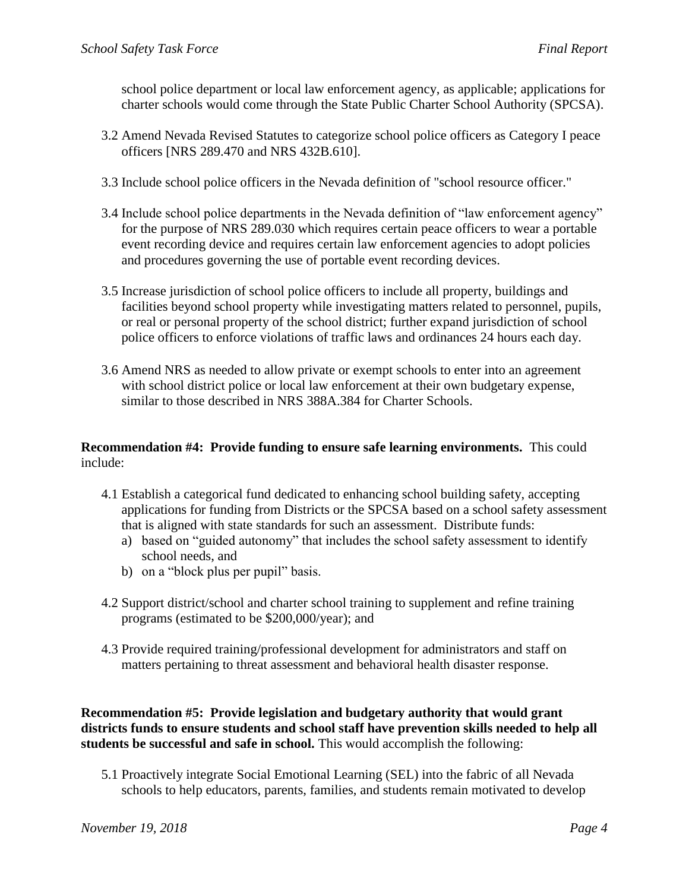school police department or local law enforcement agency, as applicable; applications for charter schools would come through the State Public Charter School Authority (SPCSA).

3.2 Amend Nevada Revised Statutes to categorize school police officers as Category I peace officers [NRS 289.470 and NRS 432B.610].

3.3 Include school police officers in the Nevada definition of "school resource officer."

3.4 Include school police departments in the Nevada definition of "law enforcement agency" for the purpose of NRS 289.030 which requires certain peace officers to wear a portable event recording device and requires certain law enforcement agencies to adopt policies and procedures governing the use of portable event recording devices.

3.5 Increase jurisdiction of school police officers to include all property, buildings and facilities beyond school property while investigating matters related to personnel, pupils, or real or personal property of the school district; further expand jurisdiction of school police officers to enforce violations of traffic laws and ordinances 24 hours each day.

3.6 Amend NRS as needed to allow private or exempt schools to enter into an agreement with school district police or local law enforcement at their own budgetary expense, similar to those described in NRS 388A.384 for Charter Schools.

**Recommendation #4: Provide funding to ensure safe learning environments.** This could include:

4.1 Establish a categorical fund dedicated to enhancing school building safety, accepting applications for funding from Districts or the SPCSA based on a school safety assessment that is aligned with state standards for such an assessment. Distribute funds:

a) based on "guided autonomy" that includes the school safety assessment to identify school needs, and
b) on a "block plus per pupil" basis.

4.2 Support district/school and charter school training to supplement and refine training programs (estimated to be $200,000/year); and

4.3 Provide required training/professional development for administrators and staff on matters pertaining to threat assessment and behavioral health disaster response.

**Recommendation #5: Provide legislation and budgetary authority that would grant districts funds to ensure students and school staff have prevention skills needed to help all students be successful and safe in school.** This would accomplish the following:

5.1 Proactively integrate Social Emotional Learning (SEL) into the fabric of all Nevada schools to help educators, parents, families, and students remain motivated to develop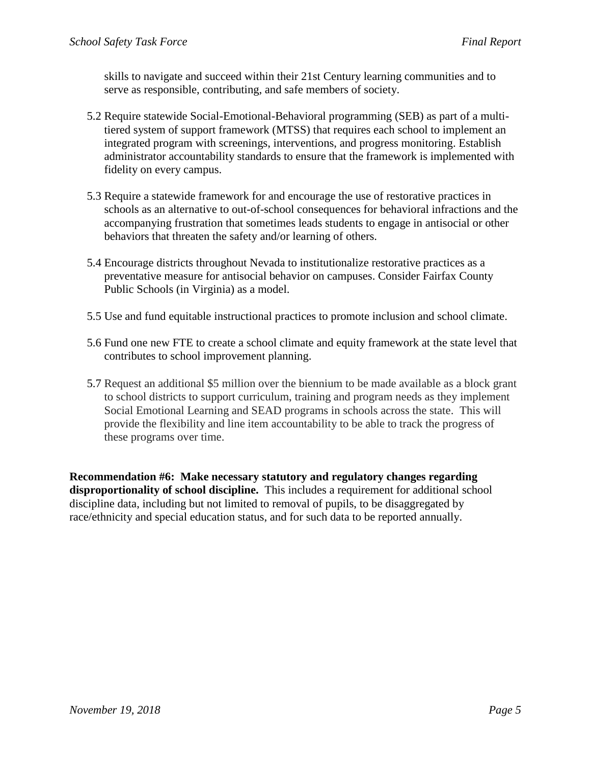skills to navigate and succeed within their 21st Century learning communities and to serve as responsible, contributing, and safe members of society.

5.2 Require statewide Social-Emotional-Behavioral programming (SEB) as part of a multi-tiered system of support framework (MTSS) that requires each school to implement an integrated program with screenings, interventions, and progress monitoring. Establish administrator accountability standards to ensure that the framework is implemented with fidelity on every campus.

5.3 Require a statewide framework for and encourage the use of restorative practices in schools as an alternative to out-of-school consequences for behavioral infractions and the accompanying frustration that sometimes leads students to engage in antisocial or other behaviors that threaten the safety and/or learning of others.

5.4 Encourage districts throughout Nevada to institutionalize restorative practices as a preventative measure for antisocial behavior on campuses. Consider Fairfax County Public Schools (in Virginia) as a model.

5.5 Use and fund equitable instructional practices to promote inclusion and school climate.

5.6 Fund one new FTE to create a school climate and equity framework at the state level that contributes to school improvement planning.

5.7 Request an additional $5 million over the biennium to be made available as a block grant to school districts to support curriculum, training and program needs as they implement Social Emotional Learning and SEAD programs in schools across the state. This will provide the flexibility and line item accountability to be able to track the progress of these programs over time.

**Recommendation #6: Make necessary statutory and regulatory changes regarding disproportionality of school discipline.** This includes a requirement for additional school discipline data, including but not limited to removal of pupils, to be disaggregated by race/ethnicity and special education status, and for such data to be reported annually.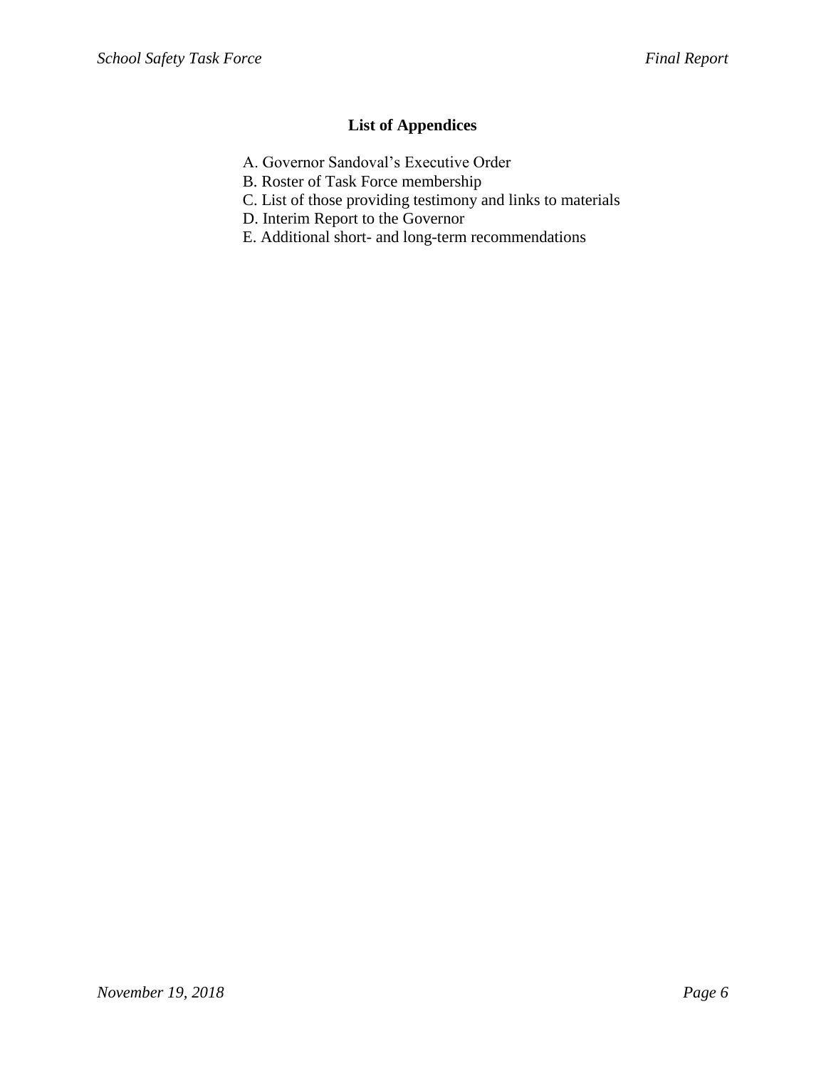## List of Appendices

A. Governor Sandoval's Executive Order
B. Roster of Task Force membership
C. List of those providing testimony and links to materials
D. Interim Report to the Governor
E. Additional short- and long-term recommendations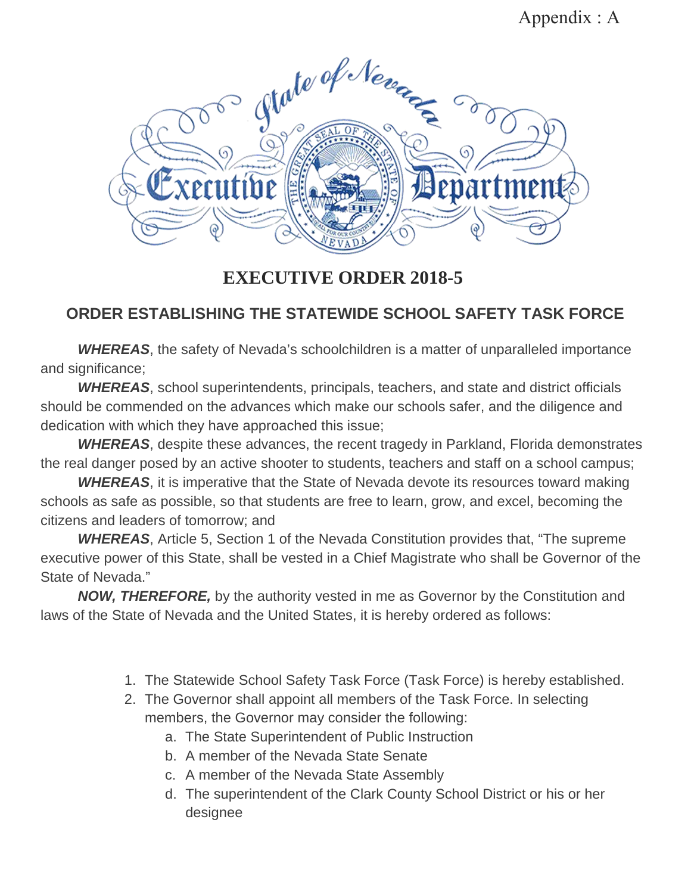Appendix : A

State of Nevada Executive Department

# EXECUTIVE ORDER 2018-5

## ORDER ESTABLISHING THE STATEWIDE SCHOOL SAFETY TASK FORCE

***WHEREAS***, the safety of Nevada's schoolchildren is a matter of unparalleled importance and significance;

***WHEREAS***, school superintendents, principals, teachers, and state and district officials should be commended on the advances which make our schools safer, and the diligence and dedication with which they have approached this issue;

***WHEREAS***, despite these advances, the recent tragedy in Parkland, Florida demonstrates the real danger posed by an active shooter to students, teachers and staff on a school campus;

***WHEREAS***, it is imperative that the State of Nevada devote its resources toward making schools as safe as possible, so that students are free to learn, grow, and excel, becoming the citizens and leaders of tomorrow; and

***WHEREAS***, Article 5, Section 1 of the Nevada Constitution provides that, "The supreme executive power of this State, shall be vested in a Chief Magistrate who shall be Governor of the State of Nevada."

***NOW, THEREFORE,*** by the authority vested in me as Governor by the Constitution and laws of the State of Nevada and the United States, it is hereby ordered as follows:

1. The Statewide School Safety Task Force (Task Force) is hereby established.
2. The Governor shall appoint all members of the Task Force. In selecting members, the Governor may consider the following:
   a. The State Superintendent of Public Instruction
   b. A member of the Nevada State Senate
   c. A member of the Nevada State Assembly
   d. The superintendent of the Clark County School District or his or her designee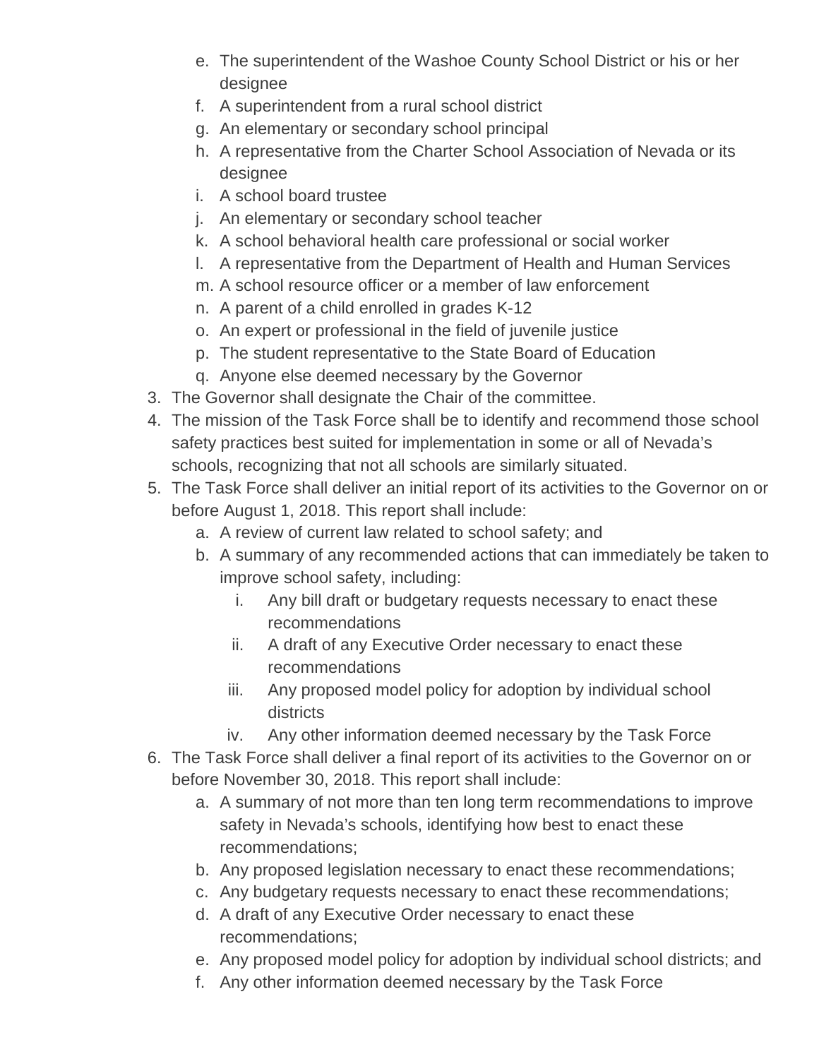e. The superintendent of the Washoe County School District or his or her designee
   f. A superintendent from a rural school district
   g. An elementary or secondary school principal
   h. A representative from the Charter School Association of Nevada or its designee
   i. A school board trustee
   j. An elementary or secondary school teacher
   k. A school behavioral health care professional or social worker
   l. A representative from the Department of Health and Human Services
   m. A school resource officer or a member of law enforcement
   n. A parent of a child enrolled in grades K-12
   o. An expert or professional in the field of juvenile justice
   p. The student representative to the State Board of Education
   q. Anyone else deemed necessary by the Governor
3. The Governor shall designate the Chair of the committee.
4. The mission of the Task Force shall be to identify and recommend those school safety practices best suited for implementation in some or all of Nevada's schools, recognizing that not all schools are similarly situated.
5. The Task Force shall deliver an initial report of its activities to the Governor on or before August 1, 2018. This report shall include:
   a. A review of current law related to school safety; and
   b. A summary of any recommended actions that can immediately be taken to improve school safety, including:
      i. Any bill draft or budgetary requests necessary to enact these recommendations
      ii. A draft of any Executive Order necessary to enact these recommendations
      iii. Any proposed model policy for adoption by individual school districts
      iv. Any other information deemed necessary by the Task Force
6. The Task Force shall deliver a final report of its activities to the Governor on or before November 30, 2018. This report shall include:
   a. A summary of not more than ten long term recommendations to improve safety in Nevada's schools, identifying how best to enact these recommendations;
   b. Any proposed legislation necessary to enact these recommendations;
   c. Any budgetary requests necessary to enact these recommendations;
   d. A draft of any Executive Order necessary to enact these recommendations;
   e. Any proposed model policy for adoption by individual school districts; and
   f. Any other information deemed necessary by the Task Force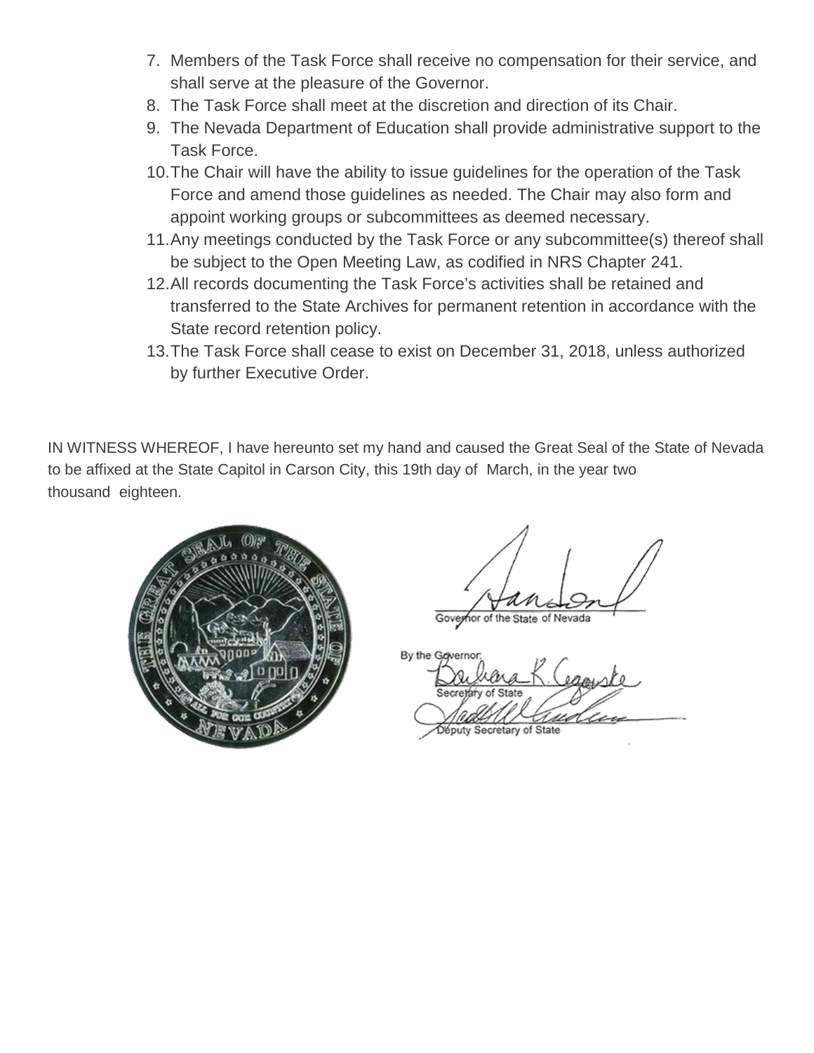7. Members of the Task Force shall receive no compensation for their service, and shall serve at the pleasure of the Governor.
8. The Task Force shall meet at the discretion and direction of its Chair.
9. The Nevada Department of Education shall provide administrative support to the Task Force.
10. The Chair will have the ability to issue guidelines for the operation of the Task Force and amend those guidelines as needed. The Chair may also form and appoint working groups or subcommittees as deemed necessary.
11. Any meetings conducted by the Task Force or any subcommittee(s) thereof shall be subject to the Open Meeting Law, as codified in NRS Chapter 241.
12. All records documenting the Task Force's activities shall be retained and transferred to the State Archives for permanent retention in accordance with the State record retention policy.
13. The Task Force shall cease to exist on December 31, 2018, unless authorized by further Executive Order.

IN WITNESS WHEREOF, I have hereunto set my hand and caused the Great Seal of the State of Nevada to be affixed at the State Capitol in Carson City, this 19th day of March, in the year two thousand eighteen.

Governor of the State of Nevada

By the Governor:

Secretary of State

Deputy Secretary of State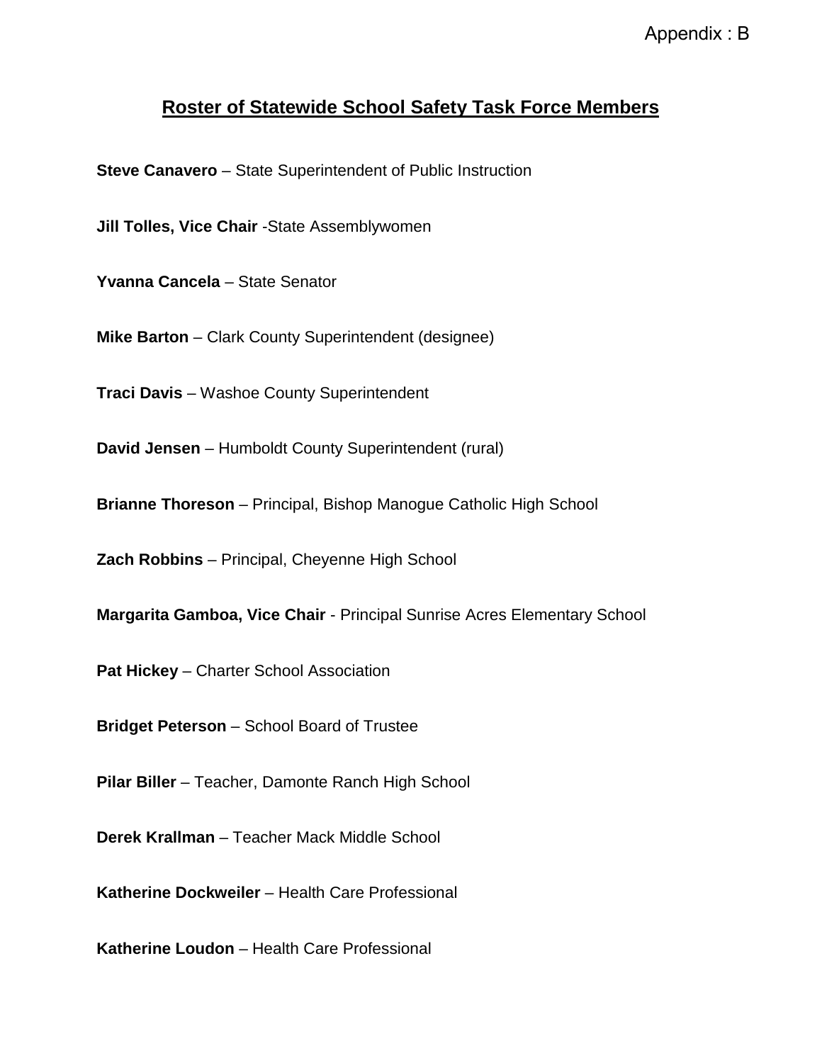Appendix : B

## Roster of Statewide School Safety Task Force Members

**Steve Canavero** – State Superintendent of Public Instruction

**Jill Tolles, Vice Chair** -State Assemblywomen

**Yvanna Cancela** – State Senator

**Mike Barton** – Clark County Superintendent (designee)

**Traci Davis** – Washoe County Superintendent

**David Jensen** – Humboldt County Superintendent (rural)

**Brianne Thoreson** – Principal, Bishop Manogue Catholic High School

**Zach Robbins** – Principal, Cheyenne High School

**Margarita Gamboa, Vice Chair** - Principal Sunrise Acres Elementary School

**Pat Hickey** – Charter School Association

**Bridget Peterson** – School Board of Trustee

**Pilar Biller** – Teacher, Damonte Ranch High School

**Derek Krallman** – Teacher Mack Middle School

**Katherine Dockweiler** – Health Care Professional

**Katherine Loudon** – Health Care Professional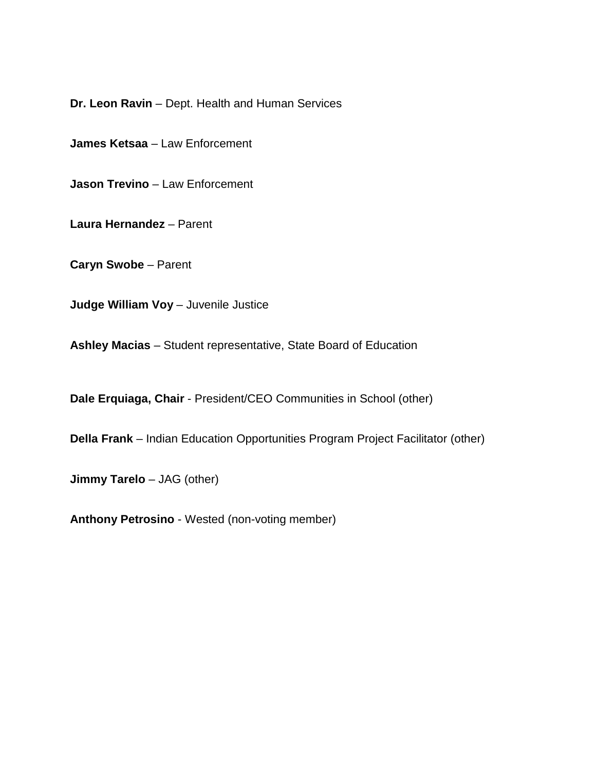**Dr. Leon Ravin** – Dept. Health and Human Services

**James Ketsaa** – Law Enforcement

**Jason Trevino** – Law Enforcement

**Laura Hernandez** – Parent

**Caryn Swobe** – Parent

**Judge William Voy** – Juvenile Justice

**Ashley Macias** – Student representative, State Board of Education

**Dale Erquiaga, Chair** - President/CEO Communities in School (other)

**Della Frank** – Indian Education Opportunities Program Project Facilitator (other)

**Jimmy Tarelo** – JAG (other)

**Anthony Petrosino** - Wested (non-voting member)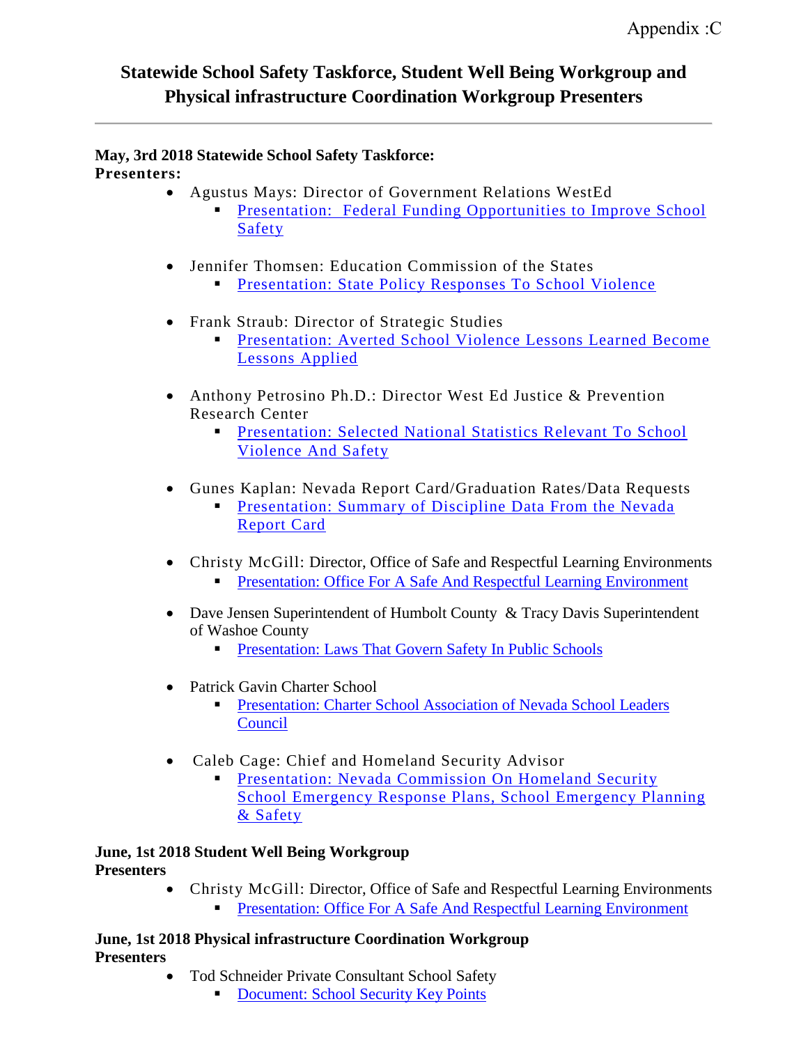Appendix :C

# Statewide School Safety Taskforce, Student Well Being Workgroup and Physical infrastructure Coordination Workgroup Presenters

---

**May, 3rd 2018 Statewide School Safety Taskforce:**
**Presenters:**

- Agustus Mays: Director of Government Relations WestEd
  - Presentation: Federal Funding Opportunities to Improve School Safety
- Jennifer Thomsen: Education Commission of the States
  - Presentation: State Policy Responses To School Violence
- Frank Straub: Director of Strategic Studies
  - Presentation: Averted School Violence Lessons Learned Become Lessons Applied
- Anthony Petrosino Ph.D.: Director West Ed Justice & Prevention Research Center
  - Presentation: Selected National Statistics Relevant To School Violence And Safety
- Gunes Kaplan: Nevada Report Card/Graduation Rates/Data Requests
  - Presentation: Summary of Discipline Data From the Nevada Report Card
- Christy McGill: Director, Office of Safe and Respectful Learning Environments
  - Presentation: Office For A Safe And Respectful Learning Environment
- Dave Jensen Superintendent of Humbolt County & Tracy Davis Superintendent of Washoe County
  - Presentation: Laws That Govern Safety In Public Schools
- Patrick Gavin Charter School
  - Presentation: Charter School Association of Nevada School Leaders Council
- Caleb Cage: Chief and Homeland Security Advisor
  - Presentation: Nevada Commission On Homeland Security School Emergency Response Plans, School Emergency Planning & Safety

**June, 1st 2018 Student Well Being Workgroup**
**Presenters**

- Christy McGill: Director, Office of Safe and Respectful Learning Environments
  - Presentation: Office For A Safe And Respectful Learning Environment

**June, 1st 2018 Physical infrastructure Coordination Workgroup**
**Presenters**

- Tod Schneider Private Consultant School Safety
  - Document: School Security Key Points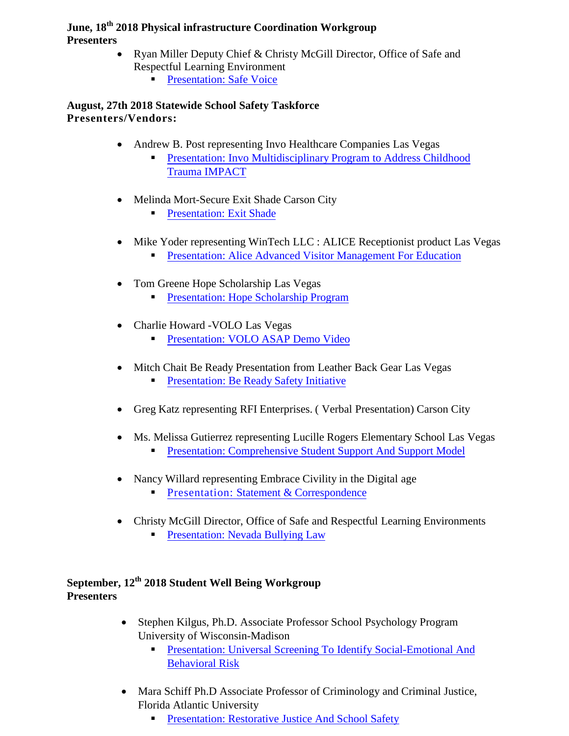**June, 18th 2018 Physical infrastructure Coordination Workgroup**
**Presenters**

- Ryan Miller Deputy Chief & Christy McGill Director, Office of Safe and Respectful Learning Environment
    - Presentation: Safe Voice

**August, 27th 2018 Statewide School Safety Taskforce**
**Presenters/Vendors:**

- Andrew B. Post representing Invo Healthcare Companies Las Vegas
    - Presentation: Invo Multidisciplinary Program to Address Childhood Trauma IMPACT
- Melinda Mort-Secure Exit Shade Carson City
    - Presentation: Exit Shade
- Mike Yoder representing WinTech LLC : ALICE Receptionist product Las Vegas
    - Presentation: Alice Advanced Visitor Management For Education
- Tom Greene Hope Scholarship Las Vegas
    - Presentation: Hope Scholarship Program
- Charlie Howard -VOLO Las Vegas
    - Presentation: VOLO ASAP Demo Video
- Mitch Chait Be Ready Presentation from Leather Back Gear Las Vegas
    - Presentation: Be Ready Safety Initiative
- Greg Katz representing RFI Enterprises. ( Verbal Presentation) Carson City
- Ms. Melissa Gutierrez representing Lucille Rogers Elementary School Las Vegas
    - Presentation: Comprehensive Student Support And Support Model
- Nancy Willard representing Embrace Civility in the Digital age
    - Presentation: Statement & Correspondence
- Christy McGill Director, Office of Safe and Respectful Learning Environments
    - Presentation: Nevada Bullying Law

**September, 12th 2018 Student Well Being Workgroup**
**Presenters**

- Stephen Kilgus, Ph.D. Associate Professor School Psychology Program University of Wisconsin-Madison
    - Presentation: Universal Screening To Identify Social-Emotional And Behavioral Risk
- Mara Schiff Ph.D Associate Professor of Criminology and Criminal Justice, Florida Atlantic University
    - Presentation: Restorative Justice And School Safety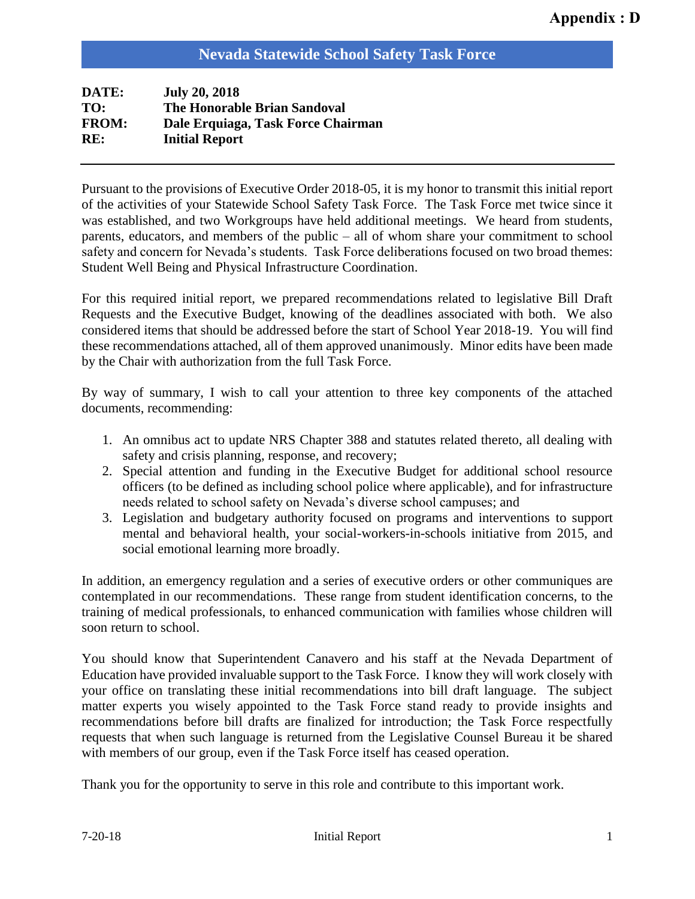**Appendix : D**

## Nevada Statewide School Safety Task Force

**DATE:** July 20, 2018
**TO:** The Honorable Brian Sandoval
**FROM:** Dale Erquiaga, Task Force Chairman
**RE:** Initial Report

---

Pursuant to the provisions of Executive Order 2018-05, it is my honor to transmit this initial report of the activities of your Statewide School Safety Task Force. The Task Force met twice since it was established, and two Workgroups have held additional meetings. We heard from students, parents, educators, and members of the public – all of whom share your commitment to school safety and concern for Nevada's students. Task Force deliberations focused on two broad themes: Student Well Being and Physical Infrastructure Coordination.

For this required initial report, we prepared recommendations related to legislative Bill Draft Requests and the Executive Budget, knowing of the deadlines associated with both. We also considered items that should be addressed before the start of School Year 2018-19. You will find these recommendations attached, all of them approved unanimously. Minor edits have been made by the Chair with authorization from the full Task Force.

By way of summary, I wish to call your attention to three key components of the attached documents, recommending:

1. An omnibus act to update NRS Chapter 388 and statutes related thereto, all dealing with safety and crisis planning, response, and recovery;
2. Special attention and funding in the Executive Budget for additional school resource officers (to be defined as including school police where applicable), and for infrastructure needs related to school safety on Nevada's diverse school campuses; and
3. Legislation and budgetary authority focused on programs and interventions to support mental and behavioral health, your social-workers-in-schools initiative from 2015, and social emotional learning more broadly.

In addition, an emergency regulation and a series of executive orders or other communiques are contemplated in our recommendations. These range from student identification concerns, to the training of medical professionals, to enhanced communication with families whose children will soon return to school.

You should know that Superintendent Canavero and his staff at the Nevada Department of Education have provided invaluable support to the Task Force. I know they will work closely with your office on translating these initial recommendations into bill draft language. The subject matter experts you wisely appointed to the Task Force stand ready to provide insights and recommendations before bill drafts are finalized for introduction; the Task Force respectfully requests that when such language is returned from the Legislative Counsel Bureau it be shared with members of our group, even if the Task Force itself has ceased operation.

Thank you for the opportunity to serve in this role and contribute to this important work.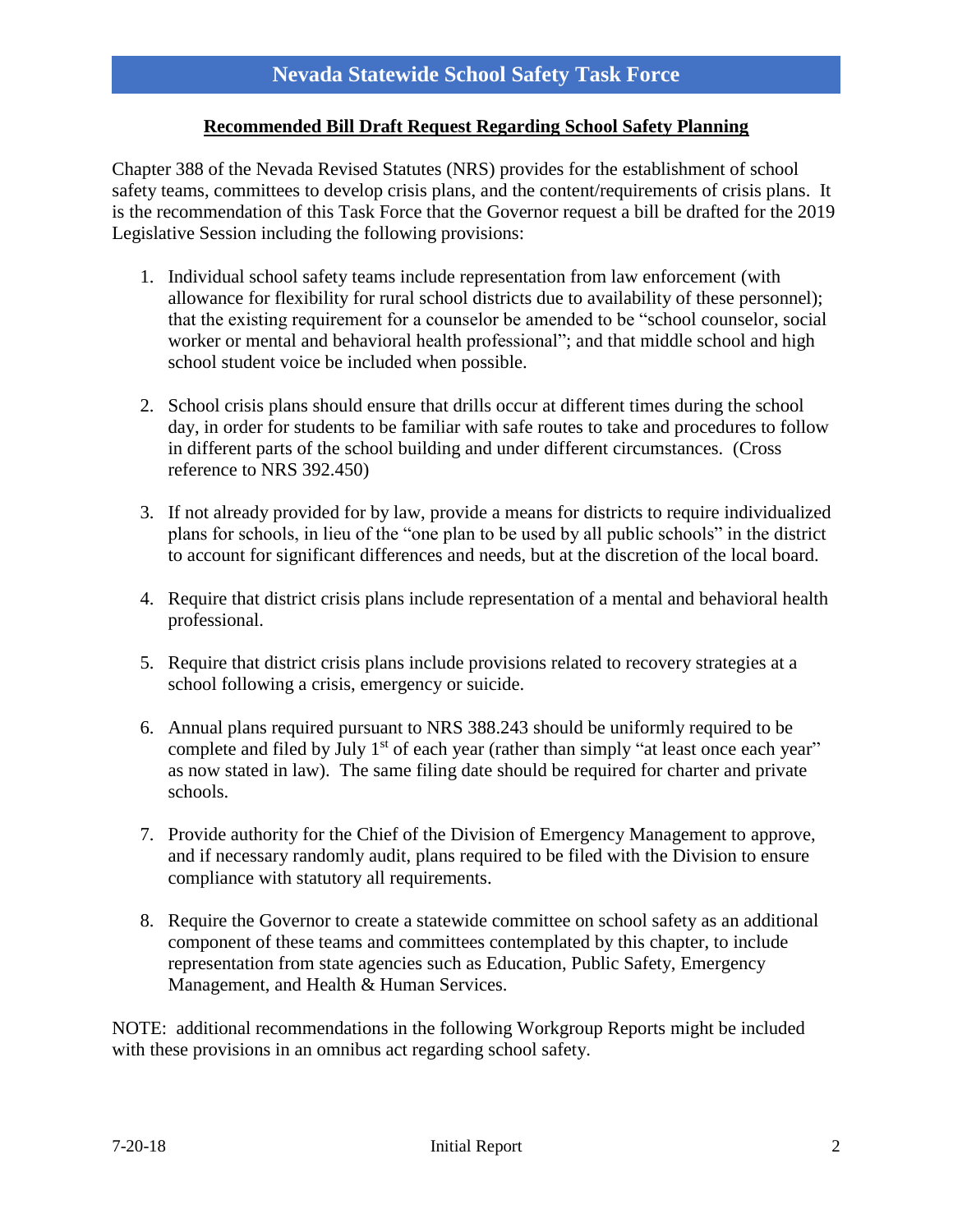# Nevada Statewide School Safety Task Force

## Recommended Bill Draft Request Regarding School Safety Planning

Chapter 388 of the Nevada Revised Statutes (NRS) provides for the establishment of school safety teams, committees to develop crisis plans, and the content/requirements of crisis plans. It is the recommendation of this Task Force that the Governor request a bill be drafted for the 2019 Legislative Session including the following provisions:

1. Individual school safety teams include representation from law enforcement (with allowance for flexibility for rural school districts due to availability of these personnel); that the existing requirement for a counselor be amended to be "school counselor, social worker or mental and behavioral health professional"; and that middle school and high school student voice be included when possible.

2. School crisis plans should ensure that drills occur at different times during the school day, in order for students to be familiar with safe routes to take and procedures to follow in different parts of the school building and under different circumstances. (Cross reference to NRS 392.450)

3. If not already provided for by law, provide a means for districts to require individualized plans for schools, in lieu of the "one plan to be used by all public schools" in the district to account for significant differences and needs, but at the discretion of the local board.

4. Require that district crisis plans include representation of a mental and behavioral health professional.

5. Require that district crisis plans include provisions related to recovery strategies at a school following a crisis, emergency or suicide.

6. Annual plans required pursuant to NRS 388.243 should be uniformly required to be complete and filed by July 1st of each year (rather than simply "at least once each year" as now stated in law). The same filing date should be required for charter and private schools.

7. Provide authority for the Chief of the Division of Emergency Management to approve, and if necessary randomly audit, plans required to be filed with the Division to ensure compliance with statutory all requirements.

8. Require the Governor to create a statewide committee on school safety as an additional component of these teams and committees contemplated by this chapter, to include representation from state agencies such as Education, Public Safety, Emergency Management, and Health & Human Services.

NOTE: additional recommendations in the following Workgroup Reports might be included with these provisions in an omnibus act regarding school safety.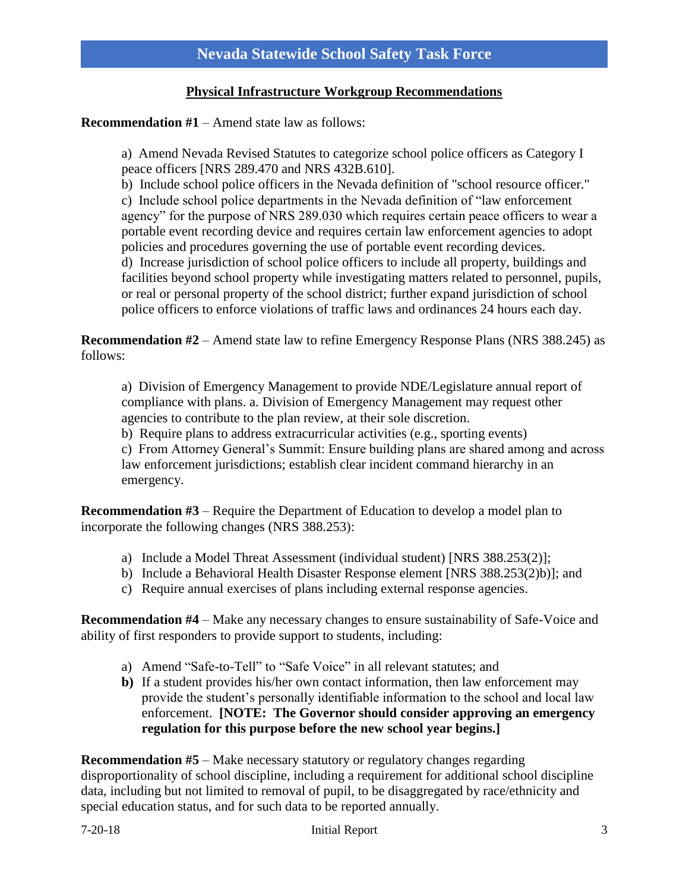## Physical Infrastructure Workgroup Recommendations

**Recommendation #1** – Amend state law as follows:

a) Amend Nevada Revised Statutes to categorize school police officers as Category I peace officers [NRS 289.470 and NRS 432B.610].
b) Include school police officers in the Nevada definition of "school resource officer."
c) Include school police departments in the Nevada definition of "law enforcement agency" for the purpose of NRS 289.030 which requires certain peace officers to wear a portable event recording device and requires certain law enforcement agencies to adopt policies and procedures governing the use of portable event recording devices.
d) Increase jurisdiction of school police officers to include all property, buildings and facilities beyond school property while investigating matters related to personnel, pupils, or real or personal property of the school district; further expand jurisdiction of school police officers to enforce violations of traffic laws and ordinances 24 hours each day.

**Recommendation #2** – Amend state law to refine Emergency Response Plans (NRS 388.245) as follows:

a) Division of Emergency Management to provide NDE/Legislature annual report of compliance with plans. a. Division of Emergency Management may request other agencies to contribute to the plan review, at their sole discretion.
b) Require plans to address extracurricular activities (e.g., sporting events)
c) From Attorney General's Summit: Ensure building plans are shared among and across law enforcement jurisdictions; establish clear incident command hierarchy in an emergency.

**Recommendation #3** – Require the Department of Education to develop a model plan to incorporate the following changes (NRS 388.253):

a) Include a Model Threat Assessment (individual student) [NRS 388.253(2)];
b) Include a Behavioral Health Disaster Response element [NRS 388.253(2)b)]; and
c) Require annual exercises of plans including external response agencies.

**Recommendation #4** – Make any necessary changes to ensure sustainability of Safe-Voice and ability of first responders to provide support to students, including:

a) Amend "Safe-to-Tell" to "Safe Voice" in all relevant statutes; and
**b)** If a student provides his/her own contact information, then law enforcement may provide the student's personally identifiable information to the school and local law enforcement. **[NOTE: The Governor should consider approving an emergency regulation for this purpose before the new school year begins.]**

**Recommendation #5** – Make necessary statutory or regulatory changes regarding disproportionality of school discipline, including a requirement for additional school discipline data, including but not limited to removal of pupil, to be disaggregated by race/ethnicity and special education status, and for such data to be reported annually.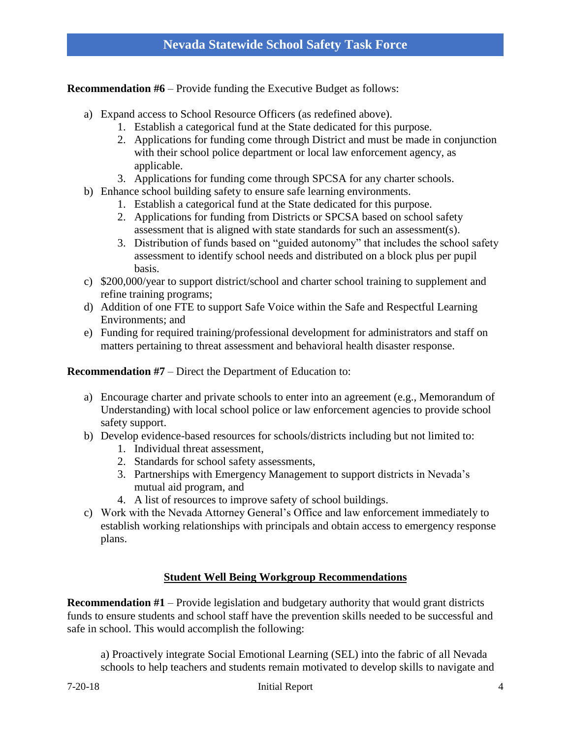**Recommendation #6** – Provide funding the Executive Budget as follows:

a) Expand access to School Resource Officers (as redefined above).
   1. Establish a categorical fund at the State dedicated for this purpose.
   2. Applications for funding come through District and must be made in conjunction with their school police department or local law enforcement agency, as applicable.
   3. Applications for funding come through SPCSA for any charter schools.

b) Enhance school building safety to ensure safe learning environments.
   1. Establish a categorical fund at the State dedicated for this purpose.
   2. Applications for funding from Districts or SPCSA based on school safety assessment that is aligned with state standards for such an assessment(s).
   3. Distribution of funds based on "guided autonomy" that includes the school safety assessment to identify school needs and distributed on a block plus per pupil basis.

c) $200,000/year to support district/school and charter school training to supplement and refine training programs;

d) Addition of one FTE to support Safe Voice within the Safe and Respectful Learning Environments; and

e) Funding for required training/professional development for administrators and staff on matters pertaining to threat assessment and behavioral health disaster response.

**Recommendation #7** – Direct the Department of Education to:

a) Encourage charter and private schools to enter into an agreement (e.g., Memorandum of Understanding) with local school police or law enforcement agencies to provide school safety support.

b) Develop evidence-based resources for schools/districts including but not limited to:
   1. Individual threat assessment,
   2. Standards for school safety assessments,
   3. Partnerships with Emergency Management to support districts in Nevada's mutual aid program, and
   4. A list of resources to improve safety of school buildings.

c) Work with the Nevada Attorney General's Office and law enforcement immediately to establish working relationships with principals and obtain access to emergency response plans.

## Student Well Being Workgroup Recommendations

**Recommendation #1** – Provide legislation and budgetary authority that would grant districts funds to ensure students and school staff have the prevention skills needed to be successful and safe in school. This would accomplish the following:

a) Proactively integrate Social Emotional Learning (SEL) into the fabric of all Nevada schools to help teachers and students remain motivated to develop skills to navigate and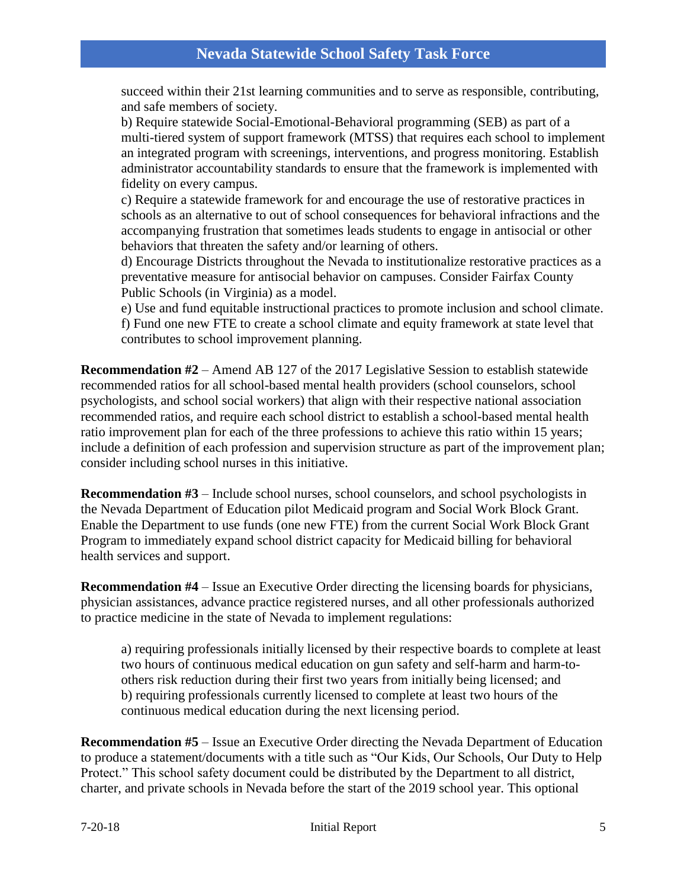succeed within their 21st learning communities and to serve as responsible, contributing, and safe members of society.

b) Require statewide Social-Emotional-Behavioral programming (SEB) as part of a multi-tiered system of support framework (MTSS) that requires each school to implement an integrated program with screenings, interventions, and progress monitoring. Establish administrator accountability standards to ensure that the framework is implemented with fidelity on every campus.

c) Require a statewide framework for and encourage the use of restorative practices in schools as an alternative to out of school consequences for behavioral infractions and the accompanying frustration that sometimes leads students to engage in antisocial or other behaviors that threaten the safety and/or learning of others.

d) Encourage Districts throughout the Nevada to institutionalize restorative practices as a preventative measure for antisocial behavior on campuses. Consider Fairfax County Public Schools (in Virginia) as a model.

e) Use and fund equitable instructional practices to promote inclusion and school climate.

f) Fund one new FTE to create a school climate and equity framework at state level that contributes to school improvement planning.

**Recommendation #2** – Amend AB 127 of the 2017 Legislative Session to establish statewide recommended ratios for all school-based mental health providers (school counselors, school psychologists, and school social workers) that align with their respective national association recommended ratios, and require each school district to establish a school-based mental health ratio improvement plan for each of the three professions to achieve this ratio within 15 years; include a definition of each profession and supervision structure as part of the improvement plan; consider including school nurses in this initiative.

**Recommendation #3** – Include school nurses, school counselors, and school psychologists in the Nevada Department of Education pilot Medicaid program and Social Work Block Grant. Enable the Department to use funds (one new FTE) from the current Social Work Block Grant Program to immediately expand school district capacity for Medicaid billing for behavioral health services and support.

**Recommendation #4** – Issue an Executive Order directing the licensing boards for physicians, physician assistances, advance practice registered nurses, and all other professionals authorized to practice medicine in the state of Nevada to implement regulations:

a) requiring professionals initially licensed by their respective boards to complete at least two hours of continuous medical education on gun safety and self-harm and harm-to-others risk reduction during their first two years from initially being licensed; and

b) requiring professionals currently licensed to complete at least two hours of the continuous medical education during the next licensing period.

**Recommendation #5** – Issue an Executive Order directing the Nevada Department of Education to produce a statement/documents with a title such as "Our Kids, Our Schools, Our Duty to Help Protect." This school safety document could be distributed by the Department to all district, charter, and private schools in Nevada before the start of the 2019 school year. This optional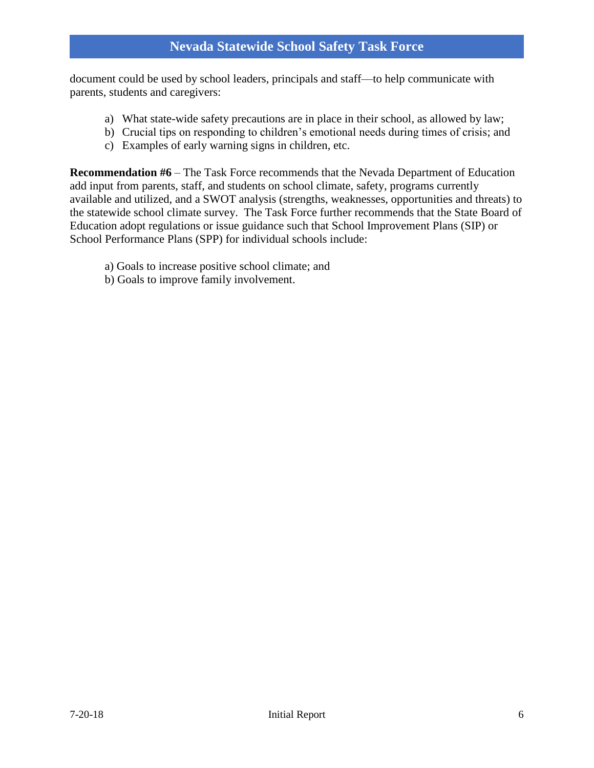document could be used by school leaders, principals and staff—to help communicate with parents, students and caregivers:

a) What state-wide safety precautions are in place in their school, as allowed by law;
b) Crucial tips on responding to children's emotional needs during times of crisis; and
c) Examples of early warning signs in children, etc.

**Recommendation #6** – The Task Force recommends that the Nevada Department of Education add input from parents, staff, and students on school climate, safety, programs currently available and utilized, and a SWOT analysis (strengths, weaknesses, opportunities and threats) to the statewide school climate survey. The Task Force further recommends that the State Board of Education adopt regulations or issue guidance such that School Improvement Plans (SIP) or School Performance Plans (SPP) for individual schools include:

a) Goals to increase positive school climate; and
b) Goals to improve family involvement.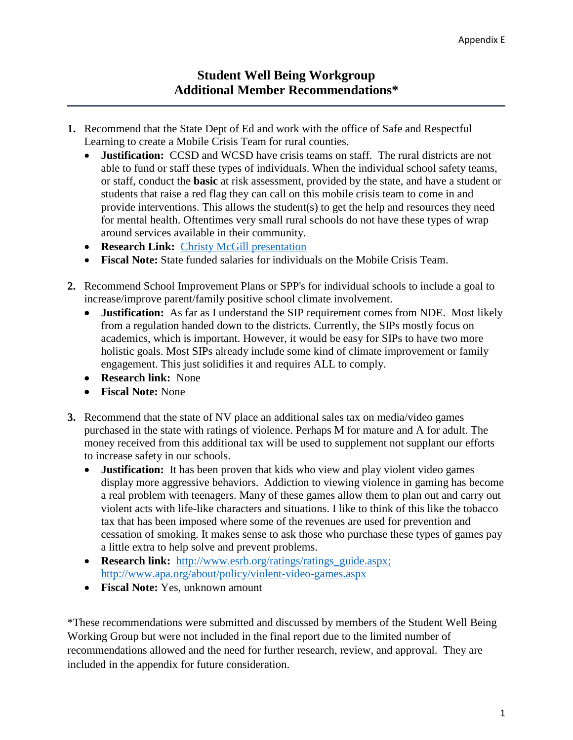Appendix E

# Student Well Being Workgroup
# Additional Member Recommendations*

1. Recommend that the State Dept of Ed and work with the office of Safe and Respectful Learning to create a Mobile Crisis Team for rural counties.
   - **Justification:** CCSD and WCSD have crisis teams on staff. The rural districts are not able to fund or staff these types of individuals. When the individual school safety teams, or staff, conduct the **basic** at risk assessment, provided by the state, and have a student or students that raise a red flag they can call on this mobile crisis team to come in and provide interventions. This allows the student(s) to get the help and resources they need for mental health. Oftentimes very small rural schools do not have these types of wrap around services available in their community.
   - **Research Link:** Christy McGill presentation
   - **Fiscal Note:** State funded salaries for individuals on the Mobile Crisis Team.

2. Recommend School Improvement Plans or SPP's for individual schools to include a goal to increase/improve parent/family positive school climate involvement.
   - **Justification:** As far as I understand the SIP requirement comes from NDE. Most likely from a regulation handed down to the districts. Currently, the SIPs mostly focus on academics, which is important. However, it would be easy for SIPs to have two more holistic goals. Most SIPs already include some kind of climate improvement or family engagement. This just solidifies it and requires ALL to comply.
   - **Research link:** None
   - **Fiscal Note:** None

3. Recommend that the state of NV place an additional sales tax on media/video games purchased in the state with ratings of violence. Perhaps M for mature and A for adult. The money received from this additional tax will be used to supplement not supplant our efforts to increase safety in our schools.
   - **Justification:** It has been proven that kids who view and play violent video games display more aggressive behaviors. Addiction to viewing violence in gaming has become a real problem with teenagers. Many of these games allow them to plan out and carry out violent acts with life-like characters and situations. I like to think of this like the tobacco tax that has been imposed where some of the revenues are used for prevention and cessation of smoking. It makes sense to ask those who purchase these types of games pay a little extra to help solve and prevent problems.
   - **Research link:** http://www.esrb.org/ratings/ratings_guide.aspx; http://www.apa.org/about/policy/violent-video-games.aspx
   - **Fiscal Note:** Yes, unknown amount

*These recommendations were submitted and discussed by members of the Student Well Being Working Group but were not included in the final report due to the limited number of recommendations allowed and the need for further research, review, and approval. They are included in the appendix for future consideration.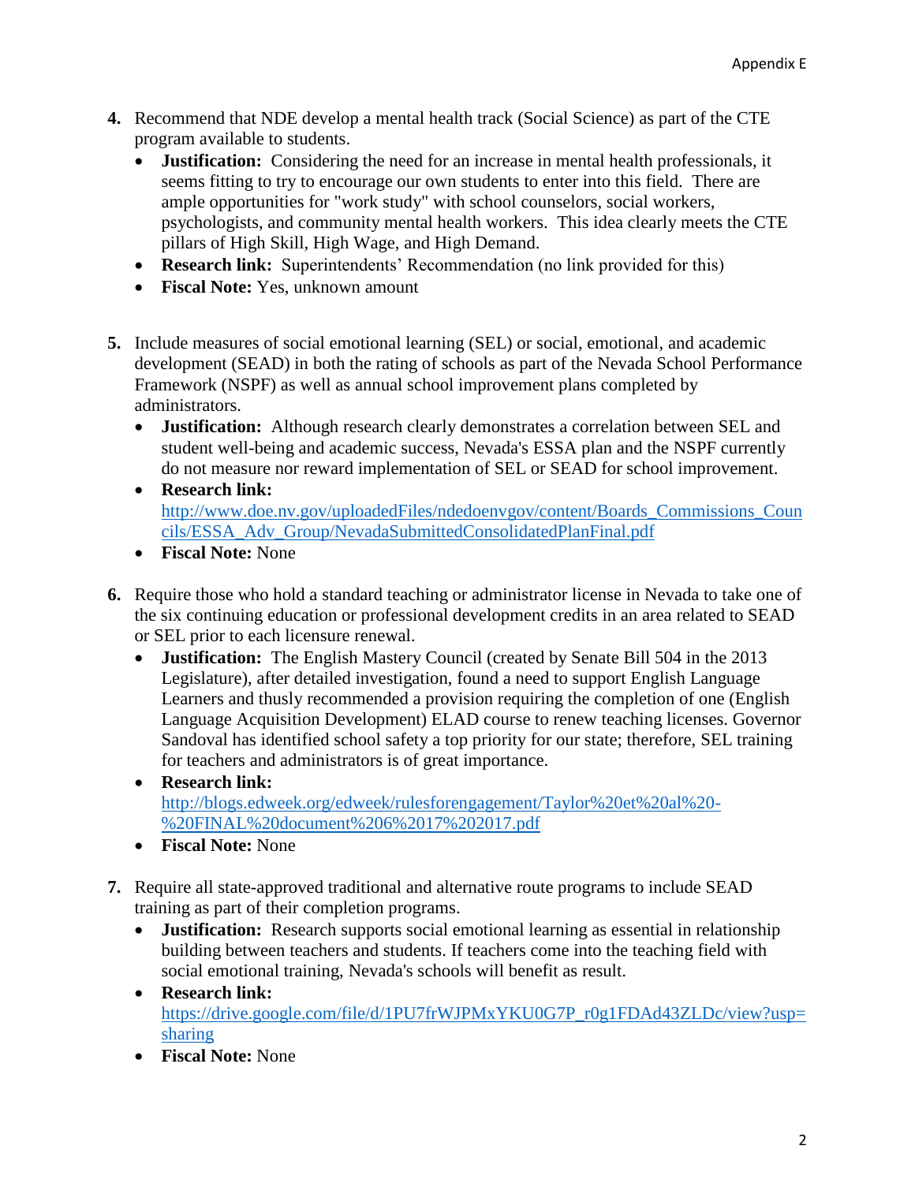4. Recommend that NDE develop a mental health track (Social Science) as part of the CTE program available to students.
   - **Justification:** Considering the need for an increase in mental health professionals, it seems fitting to try to encourage our own students to enter into this field. There are ample opportunities for "work study" with school counselors, social workers, psychologists, and community mental health workers. This idea clearly meets the CTE pillars of High Skill, High Wage, and High Demand.
   - **Research link:** Superintendents' Recommendation (no link provided for this)
   - **Fiscal Note:** Yes, unknown amount

5. Include measures of social emotional learning (SEL) or social, emotional, and academic development (SEAD) in both the rating of schools as part of the Nevada School Performance Framework (NSPF) as well as annual school improvement plans completed by administrators.
   - **Justification:** Although research clearly demonstrates a correlation between SEL and student well-being and academic success, Nevada's ESSA plan and the NSPF currently do not measure nor reward implementation of SEL or SEAD for school improvement.
   - **Research link:** http://www.doe.nv.gov/uploadedFiles/ndedoenvgov/content/Boards_Commissions_Councils/ESSA_Adv_Group/NevadaSubmittedConsolidatedPlanFinal.pdf
   - **Fiscal Note:** None

6. Require those who hold a standard teaching or administrator license in Nevada to take one of the six continuing education or professional development credits in an area related to SEAD or SEL prior to each licensure renewal.
   - **Justification:** The English Mastery Council (created by Senate Bill 504 in the 2013 Legislature), after detailed investigation, found a need to support English Language Learners and thusly recommended a provision requiring the completion of one (English Language Acquisition Development) ELAD course to renew teaching licenses. Governor Sandoval has identified school safety a top priority for our state; therefore, SEL training for teachers and administrators is of great importance.
   - **Research link:** http://blogs.edweek.org/edweek/rulesforengagement/Taylor%20et%20al%20-%20FINAL%20document%206%2017%202017.pdf
   - **Fiscal Note:** None

7. Require all state-approved traditional and alternative route programs to include SEAD training as part of their completion programs.
   - **Justification:** Research supports social emotional learning as essential in relationship building between teachers and students. If teachers come into the teaching field with social emotional training, Nevada's schools will benefit as result.
   - **Research link:** https://drive.google.com/file/d/1PU7frWJPMxYKU0G7P_r0g1FDAd43ZLDc/view?usp=sharing
   - **Fiscal Note:** None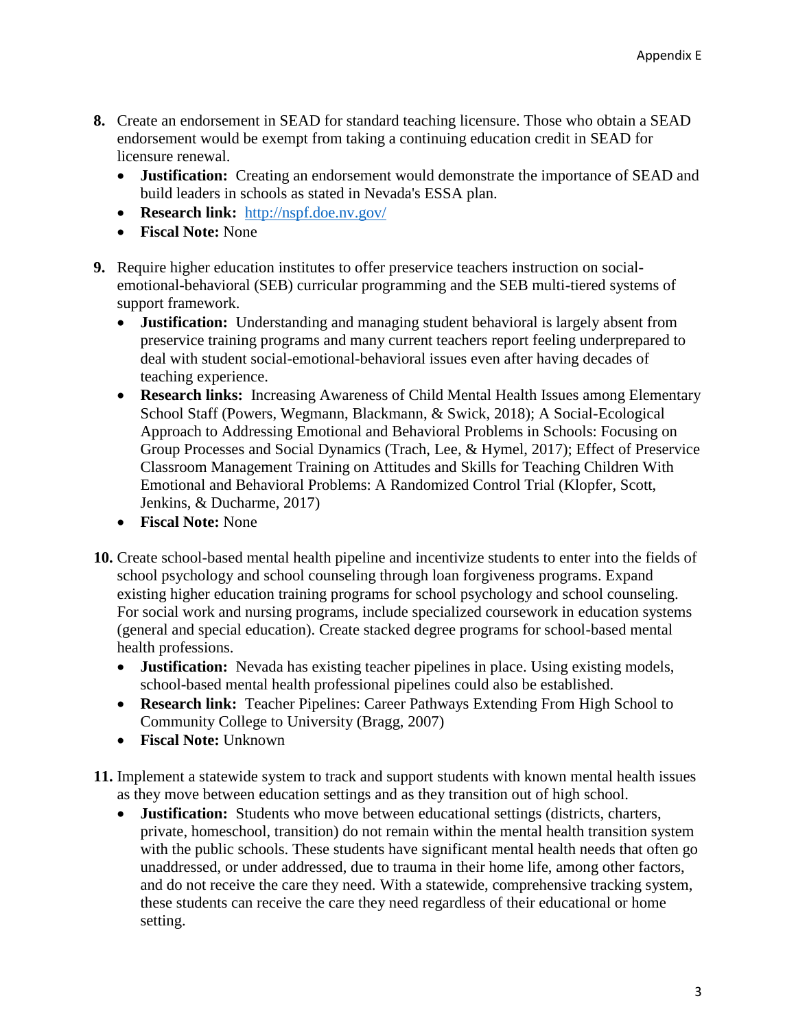8. Create an endorsement in SEAD for standard teaching licensure. Those who obtain a SEAD endorsement would be exempt from taking a continuing education credit in SEAD for licensure renewal.
   - **Justification:** Creating an endorsement would demonstrate the importance of SEAD and build leaders in schools as stated in Nevada's ESSA plan.
   - **Research link:** http://nspf.doe.nv.gov/
   - **Fiscal Note:** None

9. Require higher education institutes to offer preservice teachers instruction on social-emotional-behavioral (SEB) curricular programming and the SEB multi-tiered systems of support framework.
   - **Justification:** Understanding and managing student behavioral is largely absent from preservice training programs and many current teachers report feeling underprepared to deal with student social-emotional-behavioral issues even after having decades of teaching experience.
   - **Research links:** Increasing Awareness of Child Mental Health Issues among Elementary School Staff (Powers, Wegmann, Blackmann, & Swick, 2018); A Social-Ecological Approach to Addressing Emotional and Behavioral Problems in Schools: Focusing on Group Processes and Social Dynamics (Trach, Lee, & Hymel, 2017); Effect of Preservice Classroom Management Training on Attitudes and Skills for Teaching Children With Emotional and Behavioral Problems: A Randomized Control Trial (Klopfer, Scott, Jenkins, & Ducharme, 2017)
   - **Fiscal Note:** None

10. Create school-based mental health pipeline and incentivize students to enter into the fields of school psychology and school counseling through loan forgiveness programs. Expand existing higher education training programs for school psychology and school counseling. For social work and nursing programs, include specialized coursework in education systems (general and special education). Create stacked degree programs for school-based mental health professions.
    - **Justification:** Nevada has existing teacher pipelines in place. Using existing models, school-based mental health professional pipelines could also be established.
    - **Research link:** Teacher Pipelines: Career Pathways Extending From High School to Community College to University (Bragg, 2007)
    - **Fiscal Note:** Unknown

11. Implement a statewide system to track and support students with known mental health issues as they move between education settings and as they transition out of high school.
    - **Justification:** Students who move between educational settings (districts, charters, private, homeschool, transition) do not remain within the mental health transition system with the public schools. These students have significant mental health needs that often go unaddressed, or under addressed, due to trauma in their home life, among other factors, and do not receive the care they need. With a statewide, comprehensive tracking system, these students can receive the care they need regardless of their educational or home setting.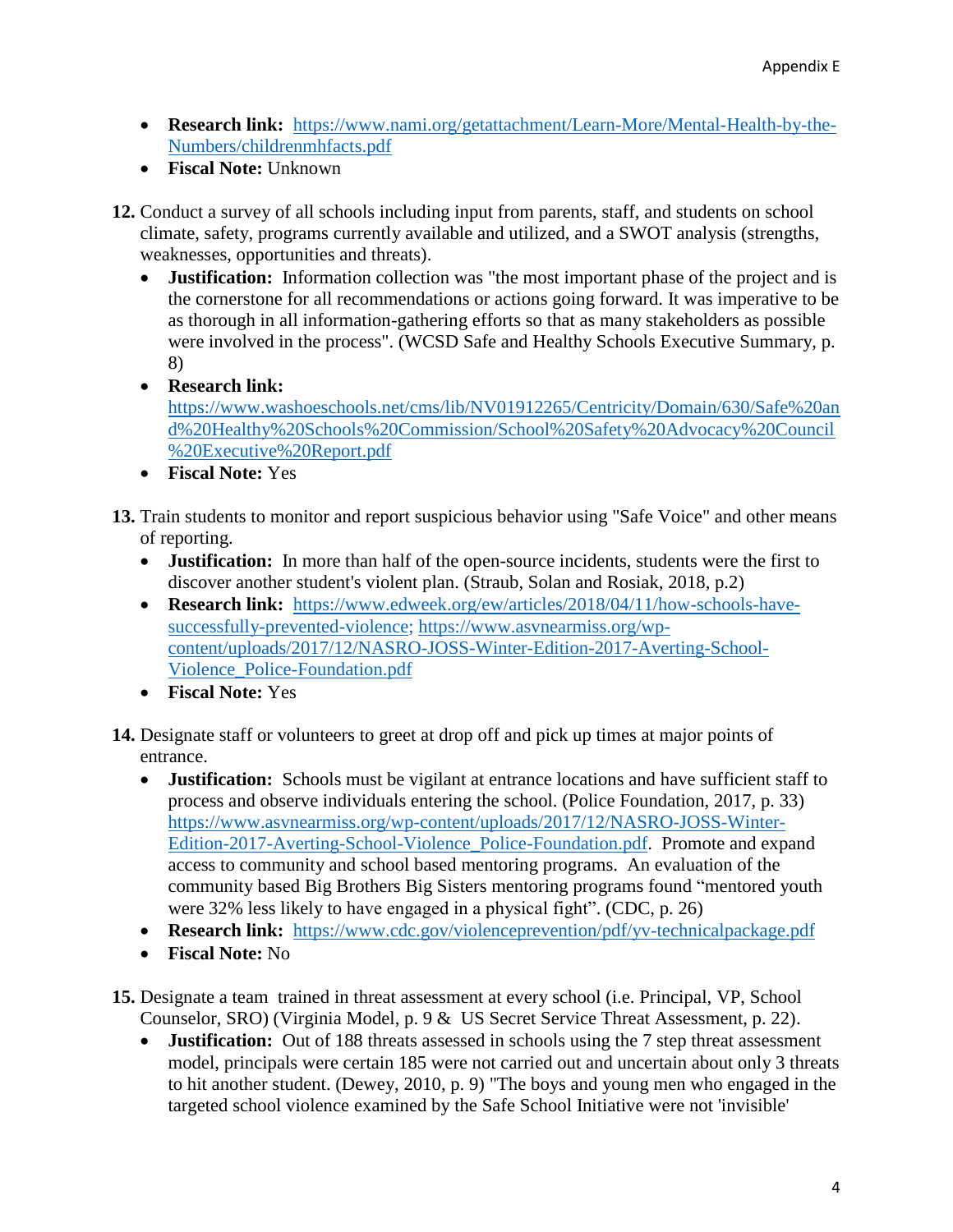- **Research link:** https://www.nami.org/getattachment/Learn-More/Mental-Health-by-the-Numbers/childrenmhfacts.pdf
- **Fiscal Note:** Unknown

**12.** Conduct a survey of all schools including input from parents, staff, and students on school climate, safety, programs currently available and utilized, and a SWOT analysis (strengths, weaknesses, opportunities and threats).

- **Justification:** Information collection was "the most important phase of the project and is the cornerstone for all recommendations or actions going forward. It was imperative to be as thorough in all information-gathering efforts so that as many stakeholders as possible were involved in the process". (WCSD Safe and Healthy Schools Executive Summary, p. 8)
- **Research link:** https://www.washoeschools.net/cms/lib/NV01912265/Centricity/Domain/630/Safe%20and%20Healthy%20Schools%20Commission/School%20Safety%20Advocacy%20Council%20Executive%20Report.pdf
- **Fiscal Note:** Yes

**13.** Train students to monitor and report suspicious behavior using "Safe Voice" and other means of reporting.

- **Justification:** In more than half of the open-source incidents, students were the first to discover another student's violent plan. (Straub, Solan and Rosiak, 2018, p.2)
- **Research link:** https://www.edweek.org/ew/articles/2018/04/11/how-schools-have-successfully-prevented-violence; https://www.asvnearmiss.org/wp-content/uploads/2017/12/NASRO-JOSS-Winter-Edition-2017-Averting-School-Violence_Police-Foundation.pdf
- **Fiscal Note:** Yes

**14.** Designate staff or volunteers to greet at drop off and pick up times at major points of entrance.

- **Justification:** Schools must be vigilant at entrance locations and have sufficient staff to process and observe individuals entering the school. (Police Foundation, 2017, p. 33) https://www.asvnearmiss.org/wp-content/uploads/2017/12/NASRO-JOSS-Winter-Edition-2017-Averting-School-Violence_Police-Foundation.pdf. Promote and expand access to community and school based mentoring programs. An evaluation of the community based Big Brothers Big Sisters mentoring programs found "mentored youth were 32% less likely to have engaged in a physical fight". (CDC, p. 26)
- **Research link:** https://www.cdc.gov/violenceprevention/pdf/yv-technicalpackage.pdf
- **Fiscal Note:** No

**15.** Designate a team trained in threat assessment at every school (i.e. Principal, VP, School Counselor, SRO) (Virginia Model, p. 9 & US Secret Service Threat Assessment, p. 22).

- **Justification:** Out of 188 threats assessed in schools using the 7 step threat assessment model, principals were certain 185 were not carried out and uncertain about only 3 threats to hit another student. (Dewey, 2010, p. 9) "The boys and young men who engaged in the targeted school violence examined by the Safe School Initiative were not 'invisible'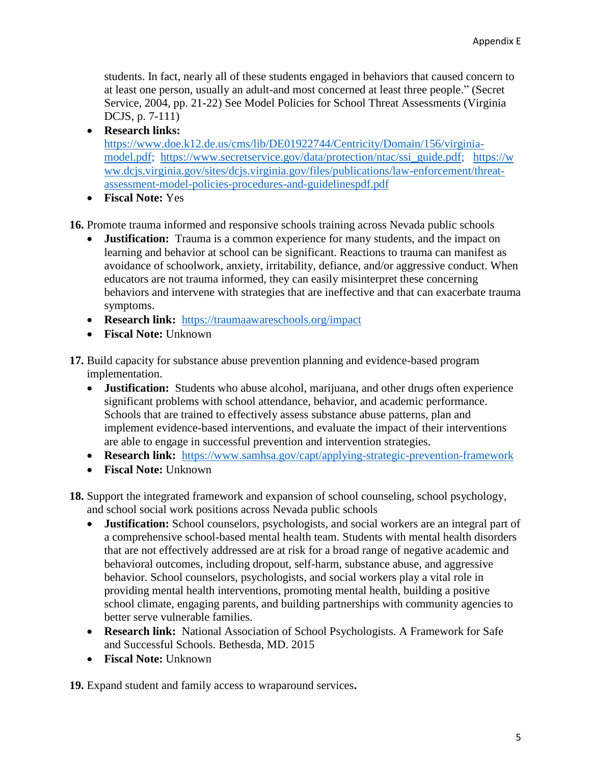students. In fact, nearly all of these students engaged in behaviors that caused concern to at least one person, usually an adult-and most concerned at least three people." (Secret Service, 2004, pp. 21-22) See Model Policies for School Threat Assessments (Virginia DCJS, p. 7-111)

- **Research links:** https://www.doe.k12.de.us/cms/lib/DE01922744/Centricity/Domain/156/virginia-model.pdf; https://www.secretservice.gov/data/protection/ntac/ssi_guide.pdf; https://www.dcjs.virginia.gov/sites/dcjs.virginia.gov/files/publications/law-enforcement/threat-assessment-model-policies-procedures-and-guidelinespdf.pdf
- **Fiscal Note:** Yes

**16.** Promote trauma informed and responsive schools training across Nevada public schools

- **Justification:** Trauma is a common experience for many students, and the impact on learning and behavior at school can be significant. Reactions to trauma can manifest as avoidance of schoolwork, anxiety, irritability, defiance, and/or aggressive conduct. When educators are not trauma informed, they can easily misinterpret these concerning behaviors and intervene with strategies that are ineffective and that can exacerbate trauma symptoms.
- **Research link:** https://traumaawareschools.org/impact
- **Fiscal Note:** Unknown

**17.** Build capacity for substance abuse prevention planning and evidence-based program implementation.

- **Justification:** Students who abuse alcohol, marijuana, and other drugs often experience significant problems with school attendance, behavior, and academic performance. Schools that are trained to effectively assess substance abuse patterns, plan and implement evidence-based interventions, and evaluate the impact of their interventions are able to engage in successful prevention and intervention strategies.
- **Research link:** https://www.samhsa.gov/capt/applying-strategic-prevention-framework
- **Fiscal Note:** Unknown

**18.** Support the integrated framework and expansion of school counseling, school psychology, and school social work positions across Nevada public schools

- **Justification:** School counselors, psychologists, and social workers are an integral part of a comprehensive school-based mental health team. Students with mental health disorders that are not effectively addressed are at risk for a broad range of negative academic and behavioral outcomes, including dropout, self-harm, substance abuse, and aggressive behavior. School counselors, psychologists, and social workers play a vital role in providing mental health interventions, promoting mental health, building a positive school climate, engaging parents, and building partnerships with community agencies to better serve vulnerable families.
- **Research link:** National Association of School Psychologists. A Framework for Safe and Successful Schools. Bethesda, MD. 2015
- **Fiscal Note:** Unknown

**19.** Expand student and family access to wraparound services**.**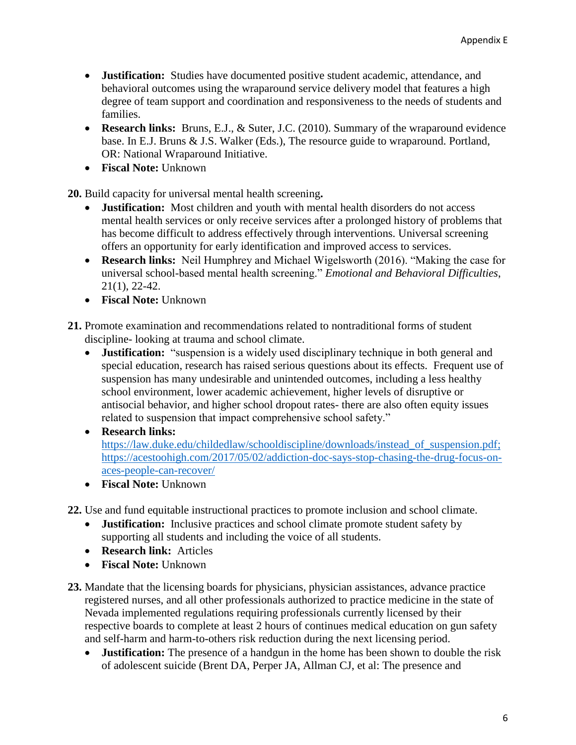- **Justification:** Studies have documented positive student academic, attendance, and behavioral outcomes using the wraparound service delivery model that features a high degree of team support and coordination and responsiveness to the needs of students and families.
- **Research links:** Bruns, E.J., & Suter, J.C. (2010). Summary of the wraparound evidence base. In E.J. Bruns & J.S. Walker (Eds.), The resource guide to wraparound. Portland, OR: National Wraparound Initiative.
- **Fiscal Note:** Unknown

**20.** Build capacity for universal mental health screening**.**

- **Justification:** Most children and youth with mental health disorders do not access mental health services or only receive services after a prolonged history of problems that has become difficult to address effectively through interventions. Universal screening offers an opportunity for early identification and improved access to services.
- **Research links:** Neil Humphrey and Michael Wigelsworth (2016). "Making the case for universal school-based mental health screening." *Emotional and Behavioral Difficulties,* 21(1), 22-42.
- **Fiscal Note:** Unknown

**21.** Promote examination and recommendations related to nontraditional forms of student discipline- looking at trauma and school climate.

- **Justification:** "suspension is a widely used disciplinary technique in both general and special education, research has raised serious questions about its effects. Frequent use of suspension has many undesirable and unintended outcomes, including a less healthy school environment, lower academic achievement, higher levels of disruptive or antisocial behavior, and higher school dropout rates- there are also often equity issues related to suspension that impact comprehensive school safety."
- **Research links:** https://law.duke.edu/childedlaw/schooldiscipline/downloads/instead_of_suspension.pdf; https://acestoohigh.com/2017/05/02/addiction-doc-says-stop-chasing-the-drug-focus-on-aces-people-can-recover/
- **Fiscal Note:** Unknown

**22.** Use and fund equitable instructional practices to promote inclusion and school climate.

- **Justification:** Inclusive practices and school climate promote student safety by supporting all students and including the voice of all students.
- **Research link:** Articles
- **Fiscal Note:** Unknown

**23.** Mandate that the licensing boards for physicians, physician assistances, advance practice registered nurses, and all other professionals authorized to practice medicine in the state of Nevada implemented regulations requiring professionals currently licensed by their respective boards to complete at least 2 hours of continues medical education on gun safety and self-harm and harm-to-others risk reduction during the next licensing period.

- **Justification:** The presence of a handgun in the home has been shown to double the risk of adolescent suicide (Brent DA, Perper JA, Allman CJ, et al: The presence and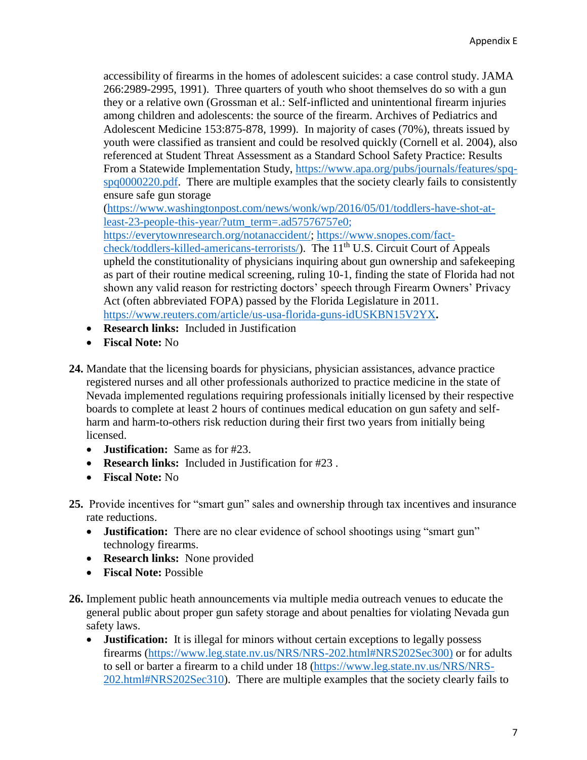accessibility of firearms in the homes of adolescent suicides: a case control study. JAMA 266:2989-2995, 1991). Three quarters of youth who shoot themselves do so with a gun they or a relative own (Grossman et al.: Self-inflicted and unintentional firearm injuries among children and adolescents: the source of the firearm. Archives of Pediatrics and Adolescent Medicine 153:875-878, 1999). In majority of cases (70%), threats issued by youth were classified as transient and could be resolved quickly (Cornell et al. 2004), also referenced at Student Threat Assessment as a Standard School Safety Practice: Results From a Statewide Implementation Study, https://www.apa.org/pubs/journals/features/spq-spq0000220.pdf. There are multiple examples that the society clearly fails to consistently ensure safe gun storage (https://www.washingtonpost.com/news/wonk/wp/2016/05/01/toddlers-have-shot-at-least-23-people-this-year/?utm_term=.ad57576757e0; https://everytownresearch.org/notanaccident/; https://www.snopes.com/fact-check/toddlers-killed-americans-terrorists/). The 11th U.S. Circuit Court of Appeals upheld the constitutionality of physicians inquiring about gun ownership and safekeeping as part of their routine medical screening, ruling 10-1, finding the state of Florida had not shown any valid reason for restricting doctors' speech through Firearm Owners' Privacy Act (often abbreviated FOPA) passed by the Florida Legislature in 2011. https://www.reuters.com/article/us-usa-florida-guns-idUSKBN15V2YX.

- **Research links:** Included in Justification
- **Fiscal Note:** No

**24.** Mandate that the licensing boards for physicians, physician assistances, advance practice registered nurses and all other professionals authorized to practice medicine in the state of Nevada implemented regulations requiring professionals initially licensed by their respective boards to complete at least 2 hours of continues medical education on gun safety and self-harm and harm-to-others risk reduction during their first two years from initially being licensed.

- **Justification:** Same as for #23.
- **Research links:** Included in Justification for #23 .
- **Fiscal Note:** No

**25.** Provide incentives for "smart gun" sales and ownership through tax incentives and insurance rate reductions.

- **Justification:** There are no clear evidence of school shootings using "smart gun" technology firearms.
- **Research links:** None provided
- **Fiscal Note:** Possible

**26.** Implement public heath announcements via multiple media outreach venues to educate the general public about proper gun safety storage and about penalties for violating Nevada gun safety laws.

- **Justification:** It is illegal for minors without certain exceptions to legally possess firearms (https://www.leg.state.nv.us/NRS/NRS-202.html#NRS202Sec300) or for adults to sell or barter a firearm to a child under 18 (https://www.leg.state.nv.us/NRS/NRS-202.html#NRS202Sec310). There are multiple examples that the society clearly fails to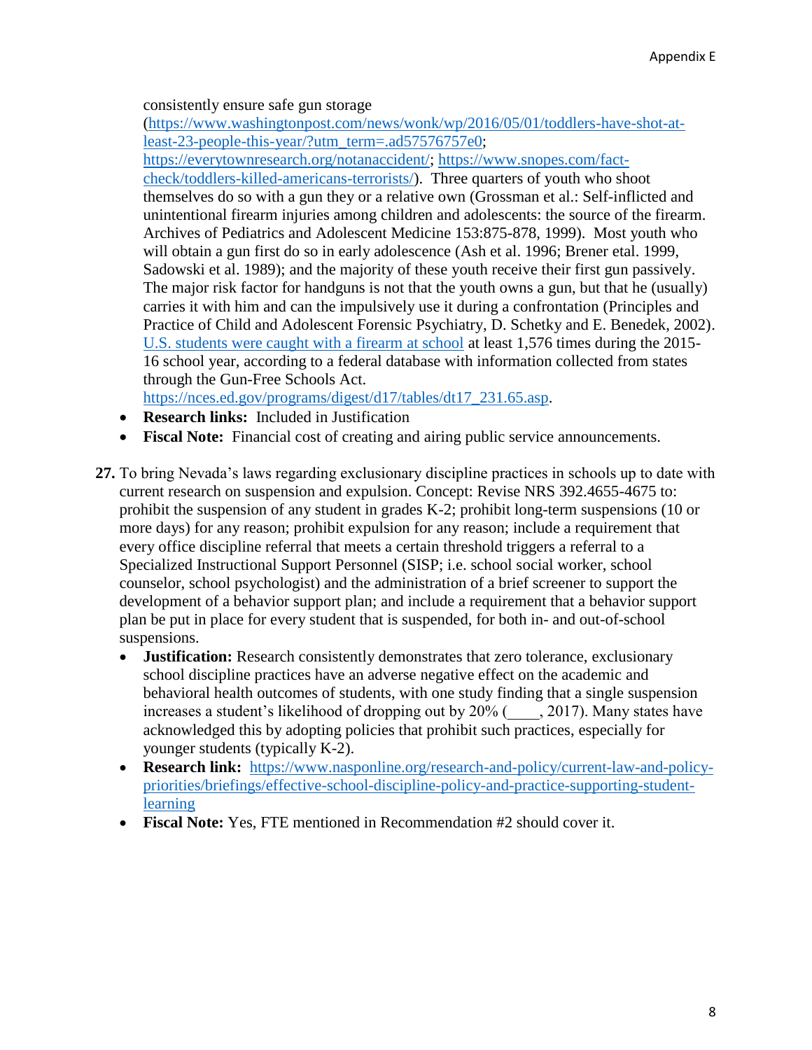consistently ensure safe gun storage (https://www.washingtonpost.com/news/wonk/wp/2016/05/01/toddlers-have-shot-at-least-23-people-this-year/?utm_term=.ad57576757e0; https://everytownresearch.org/notanaccident/; https://www.snopes.com/fact-check/toddlers-killed-americans-terrorists/). Three quarters of youth who shoot themselves do so with a gun they or a relative own (Grossman et al.: Self-inflicted and unintentional firearm injuries among children and adolescents: the source of the firearm. Archives of Pediatrics and Adolescent Medicine 153:875-878, 1999). Most youth who will obtain a gun first do so in early adolescence (Ash et al. 1996; Brener etal. 1999, Sadowski et al. 1989); and the majority of these youth receive their first gun passively. The major risk factor for handguns is not that the youth owns a gun, but that he (usually) carries it with him and can the impulsively use it during a confrontation (Principles and Practice of Child and Adolescent Forensic Psychiatry, D. Schetky and E. Benedek, 2002). U.S. students were caught with a firearm at school at least 1,576 times during the 2015-16 school year, according to a federal database with information collected from states through the Gun-Free Schools Act. https://nces.ed.gov/programs/digest/d17/tables/dt17_231.65.asp.

- **Research links:** Included in Justification
- **Fiscal Note:** Financial cost of creating and airing public service announcements.

**27.** To bring Nevada's laws regarding exclusionary discipline practices in schools up to date with current research on suspension and expulsion. Concept: Revise NRS 392.4655-4675 to: prohibit the suspension of any student in grades K-2; prohibit long-term suspensions (10 or more days) for any reason; prohibit expulsion for any reason; include a requirement that every office discipline referral that meets a certain threshold triggers a referral to a Specialized Instructional Support Personnel (SISP; i.e. school social worker, school counselor, school psychologist) and the administration of a brief screener to support the development of a behavior support plan; and include a requirement that a behavior support plan be put in place for every student that is suspended, for both in- and out-of-school suspensions.

- **Justification:** Research consistently demonstrates that zero tolerance, exclusionary school discipline practices have an adverse negative effect on the academic and behavioral health outcomes of students, with one study finding that a single suspension increases a student's likelihood of dropping out by 20% (____, 2017). Many states have acknowledged this by adopting policies that prohibit such practices, especially for younger students (typically K-2).
- **Research link:** https://www.nasponline.org/research-and-policy/current-law-and-policy-priorities/briefings/effective-school-discipline-policy-and-practice-supporting-student-learning
- **Fiscal Note:** Yes, FTE mentioned in Recommendation #2 should cover it.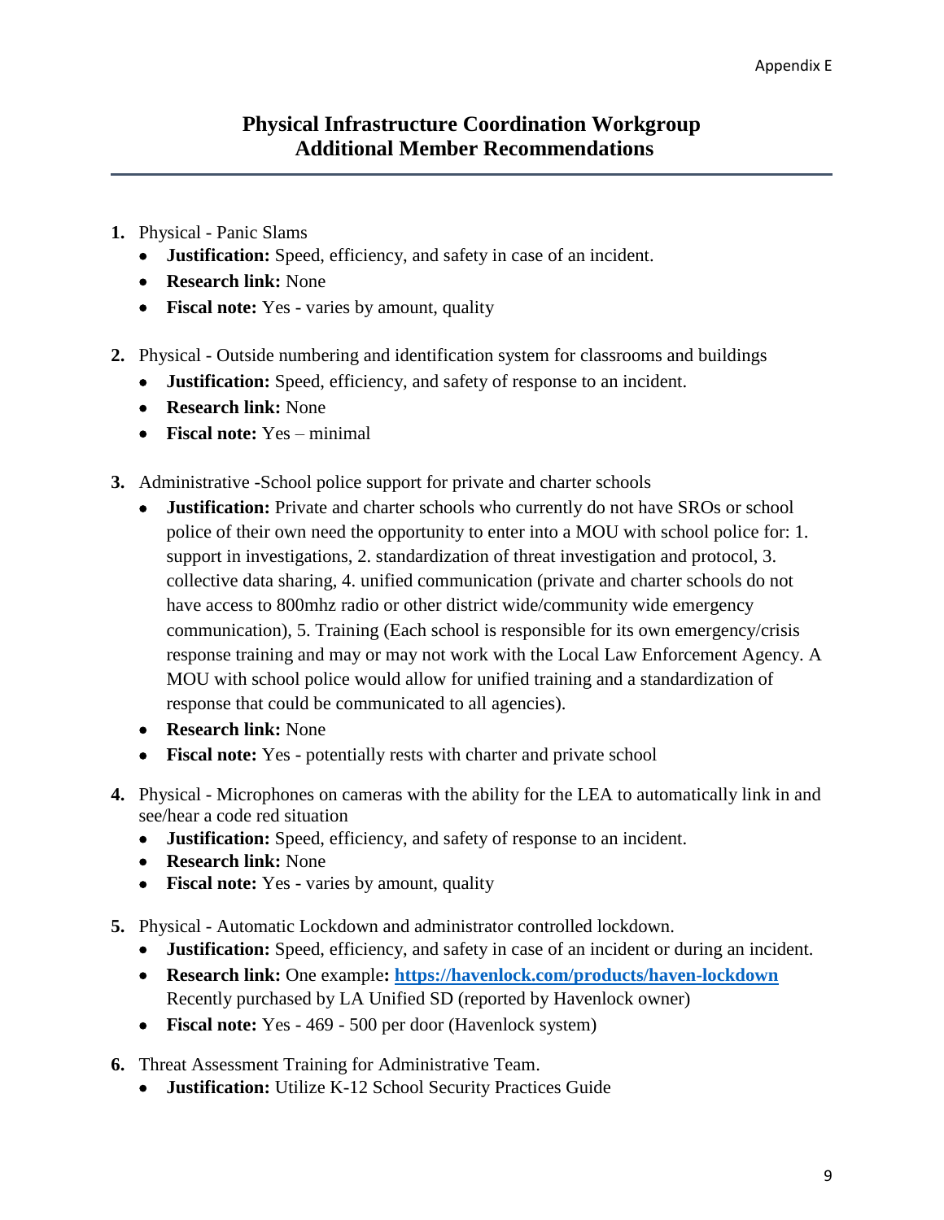Appendix E

## Physical Infrastructure Coordination Workgroup
## Additional Member Recommendations

1. Physical - Panic Slams
   - **Justification:** Speed, efficiency, and safety in case of an incident.
   - **Research link:** None
   - **Fiscal note:** Yes - varies by amount, quality

2. Physical - Outside numbering and identification system for classrooms and buildings
   - **Justification:** Speed, efficiency, and safety of response to an incident.
   - **Research link:** None
   - **Fiscal note:** Yes – minimal

3. Administrative -School police support for private and charter schools
   - **Justification:** Private and charter schools who currently do not have SROs or school police of their own need the opportunity to enter into a MOU with school police for: 1. support in investigations, 2. standardization of threat investigation and protocol, 3. collective data sharing, 4. unified communication (private and charter schools do not have access to 800mhz radio or other district wide/community wide emergency communication), 5. Training (Each school is responsible for its own emergency/crisis response training and may or may not work with the Local Law Enforcement Agency. A MOU with school police would allow for unified training and a standardization of response that could be communicated to all agencies).
   - **Research link:** None
   - **Fiscal note:** Yes - potentially rests with charter and private school

4. Physical - Microphones on cameras with the ability for the LEA to automatically link in and see/hear a code red situation
   - **Justification:** Speed, efficiency, and safety of response to an incident.
   - **Research link:** None
   - **Fiscal note:** Yes - varies by amount, quality

5. Physical - Automatic Lockdown and administrator controlled lockdown.
   - **Justification:** Speed, efficiency, and safety in case of an incident or during an incident.
   - **Research link:** One example**:** **https://havenlock.com/products/haven-lockdown** Recently purchased by LA Unified SD (reported by Havenlock owner)
   - **Fiscal note:** Yes - 469 - 500 per door (Havenlock system)

6. Threat Assessment Training for Administrative Team.
   - **Justification:** Utilize K-12 School Security Practices Guide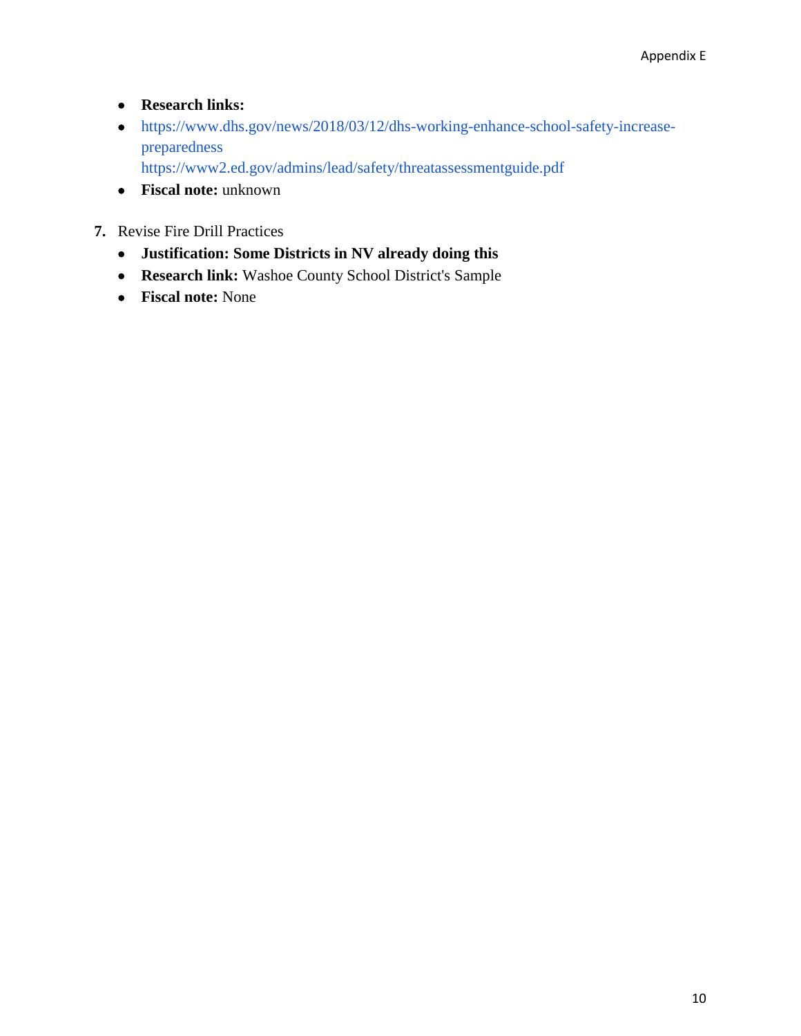- **Research links:**
- https://www.dhs.gov/news/2018/03/12/dhs-working-enhance-school-safety-increase-preparedness
  https://www2.ed.gov/admins/lead/safety/threatassessmentguide.pdf
- **Fiscal note:** unknown

7. Revise Fire Drill Practices
   - **Justification: Some Districts in NV already doing this**
   - **Research link:** Washoe County School District's Sample
   - **Fiscal note:** None